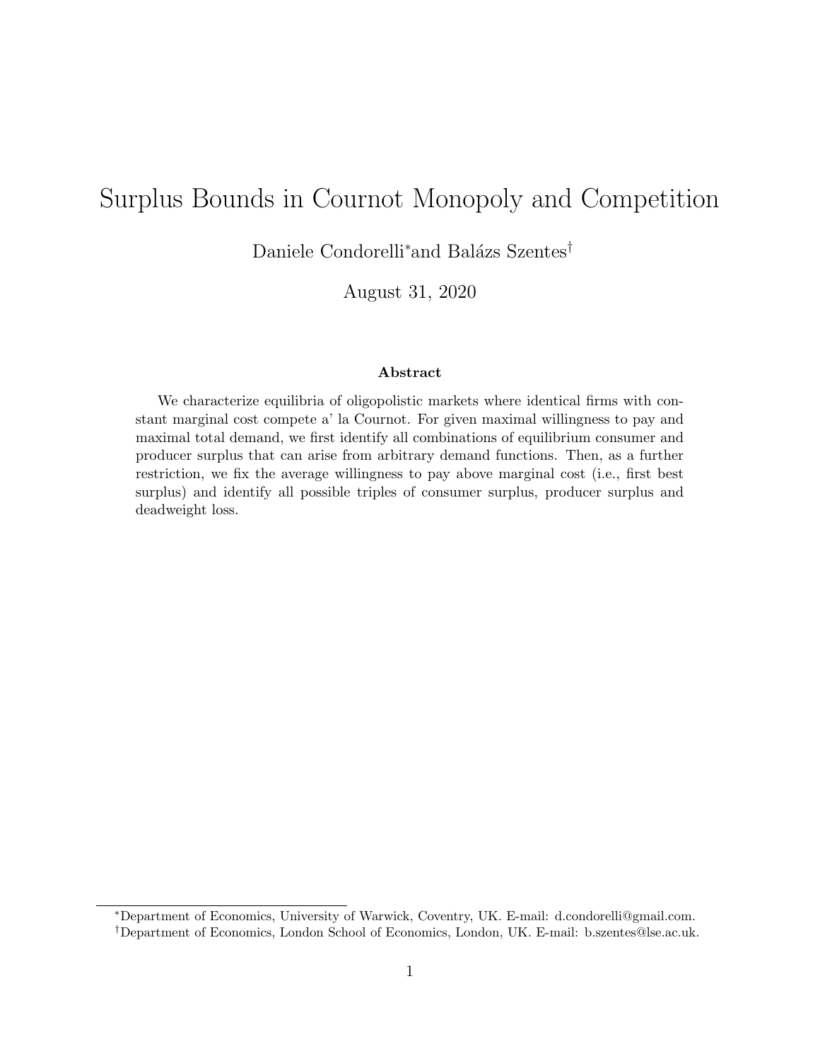# Surplus Bounds in Cournot Monopoly and Competition

Daniele Condorelli[*] and Balázs Szentes[†]

August 31, 2020

### Abstract

We characterize equilibria of oligopolistic markets where identical firms with constant marginal cost compete a' la Cournot. For given maximal willingness to pay and maximal total demand, we first identify all combinations of equilibrium consumer and producer surplus that can arise from arbitrary demand functions. Then, as a further restriction, we fix the average willingness to pay above marginal cost (i.e., first best surplus) and identify all possible triples of consumer surplus, producer surplus and deadweight loss.

---

[*] Department of Economics, University of Warwick, Coventry, UK. E-mail: d.condorelli@gmail.com.

[†] Department of Economics, London School of Economics, London, UK. E-mail: b.szentes@lse.ac.uk.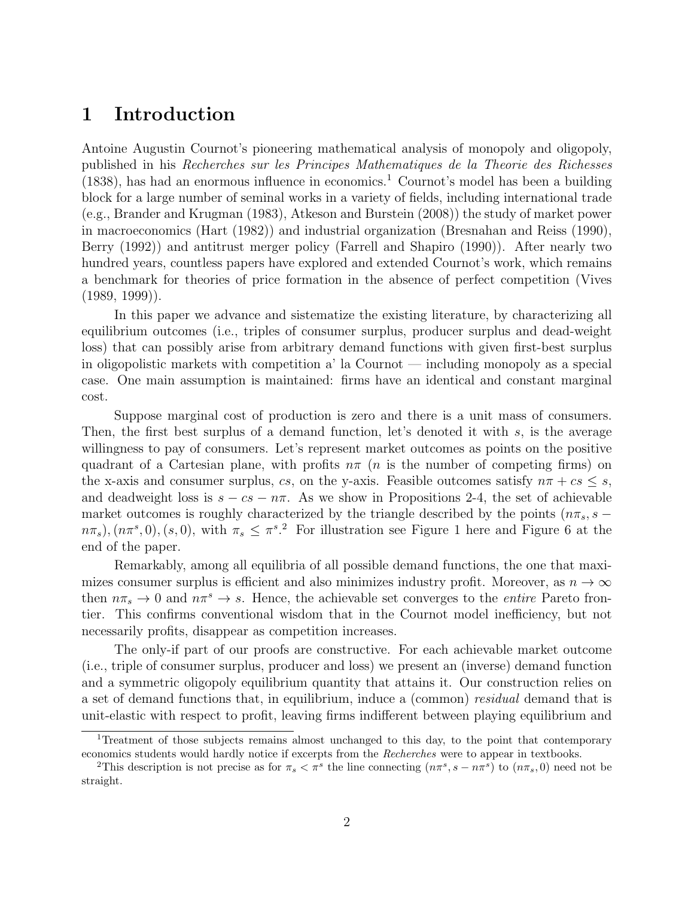# 1 Introduction

Antoine Augustin Cournot's pioneering mathematical analysis of monopoly and oligopoly, published in his *Recherches sur les Principes Mathematiques de la Theorie des Richesses* (1838), has had an enormous influence in economics.[1] Cournot's model has been a building block for a large number of seminal works in a variety of fields, including international trade (e.g., Brander and Krugman (1983), Atkeson and Burstein (2008)) the study of market power in macroeconomics (Hart (1982)) and industrial organization (Bresnahan and Reiss (1990), Berry (1992)) and antitrust merger policy (Farrell and Shapiro (1990)). After nearly two hundred years, countless papers have explored and extended Cournot's work, which remains a benchmark for theories of price formation in the absence of perfect competition (Vives (1989, 1999)).

In this paper we advance and sistematize the existing literature, by characterizing all equilibrium outcomes (i.e., triples of consumer surplus, producer surplus and dead-weight loss) that can possibly arise from arbitrary demand functions with given first-best surplus in oligopolistic markets with competition a' la Cournot — including monopoly as a special case. One main assumption is maintained: firms have an identical and constant marginal cost.

Suppose marginal cost of production is zero and there is a unit mass of consumers. Then, the first best surplus of a demand function, let's denoted it with $s$, is the average willingness to pay of consumers. Let's represent market outcomes as points on the positive quadrant of a Cartesian plane, with profits $n\pi$ ($n$ is the number of competing firms) on the x-axis and consumer surplus, $cs$, on the y-axis. Feasible outcomes satisfy $n\pi + cs \leq s$, and deadweight loss is $s - cs - n\pi$. As we show in Propositions 2-4, the set of achievable market outcomes is roughly characterized by the triangle described by the points $(n\pi_s, s - n\pi_s), (n\pi^s, 0), (s, 0)$, with $\pi_s \leq \pi^s$.[2] For illustration see Figure 1 here and Figure 6 at the end of the paper.

Remarkably, among all equilibria of all possible demand functions, the one that maximizes consumer surplus is efficient and also minimizes industry profit. Moreover, as $n \to \infty$ then $n\pi_s \to 0$ and $n\pi^s \to s$. Hence, the achievable set converges to the *entire* Pareto frontier. This confirms conventional wisdom that in the Cournot model inefficiency, but not necessarily profits, disappear as competition increases.

The only-if part of our proofs are constructive. For each achievable market outcome (i.e., triple of consumer surplus, producer and loss) we present an (inverse) demand function and a symmetric oligopoly equilibrium quantity that attains it. Our construction relies on a set of demand functions that, in equilibrium, induce a (common) *residual* demand that is unit-elastic with respect to profit, leaving firms indifferent between playing equilibrium and

[1] Treatment of those subjects remains almost unchanged to this day, to the point that contemporary economics students would hardly notice if excerpts from the *Recherches* were to appear in textbooks.

[2] This description is not precise as for $\pi_s < \pi^s$ the line connecting $(n\pi^s, s - n\pi^s)$ to $(n\pi_s, 0)$ need not be straight.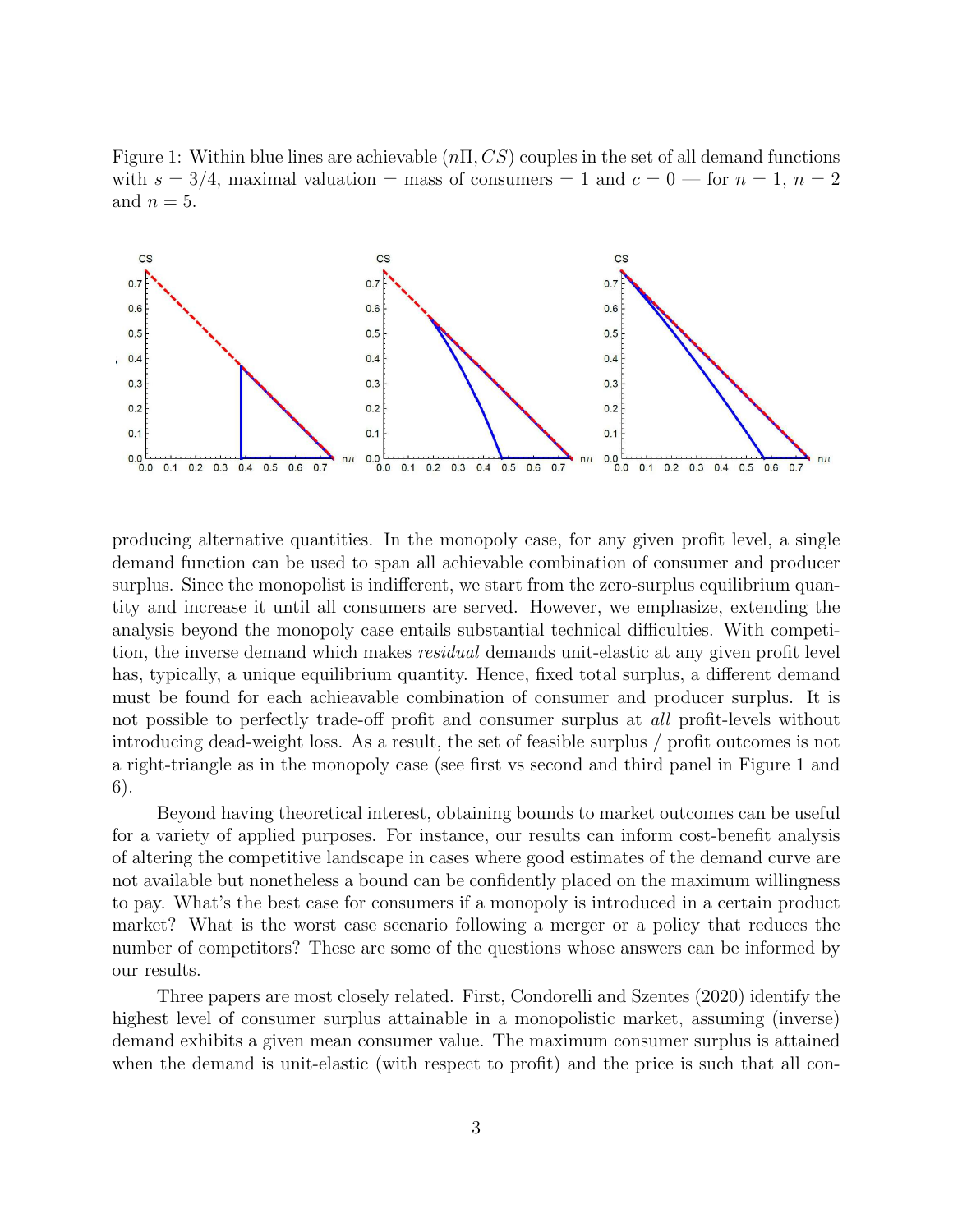Figure 1: Within blue lines are achievable $(n\Pi, CS)$ couples in the set of all demand functions with $s = 3/4$, maximal valuation = mass of consumers = 1 and $c = 0$ — for $n = 1$, $n = 2$ and $n = 5$.

producing alternative quantities. In the monopoly case, for any given profit level, a single demand function can be used to span all achievable combination of consumer and producer surplus. Since the monopolist is indifferent, we start from the zero-surplus equilibrium quantity and increase it until all consumers are served. However, we emphasize, extending the analysis beyond the monopoly case entails substantial technical difficulties. With competition, the inverse demand which makes *residual* demands unit-elastic at any given profit level has, typically, a unique equilibrium quantity. Hence, fixed total surplus, a different demand must be found for each achieavable combination of consumer and producer surplus. It is not possible to perfectly trade-off profit and consumer surplus at *all* profit-levels without introducing dead-weight loss. As a result, the set of feasible surplus / profit outcomes is not a right-triangle as in the monopoly case (see first vs second and third panel in Figure 1 and 6).

Beyond having theoretical interest, obtaining bounds to market outcomes can be useful for a variety of applied purposes. For instance, our results can inform cost-benefit analysis of altering the competitive landscape in cases where good estimates of the demand curve are not available but nonetheless a bound can be confidently placed on the maximum willingness to pay. What's the best case for consumers if a monopoly is introduced in a certain product market? What is the worst case scenario following a merger or a policy that reduces the number of competitors? These are some of the questions whose answers can be informed by our results.

Three papers are most closely related. First, Condorelli and Szentes (2020) identify the highest level of consumer surplus attainable in a monopolistic market, assuming (inverse) demand exhibits a given mean consumer value. The maximum consumer surplus is attained when the demand is unit-elastic (with respect to profit) and the price is such that all con-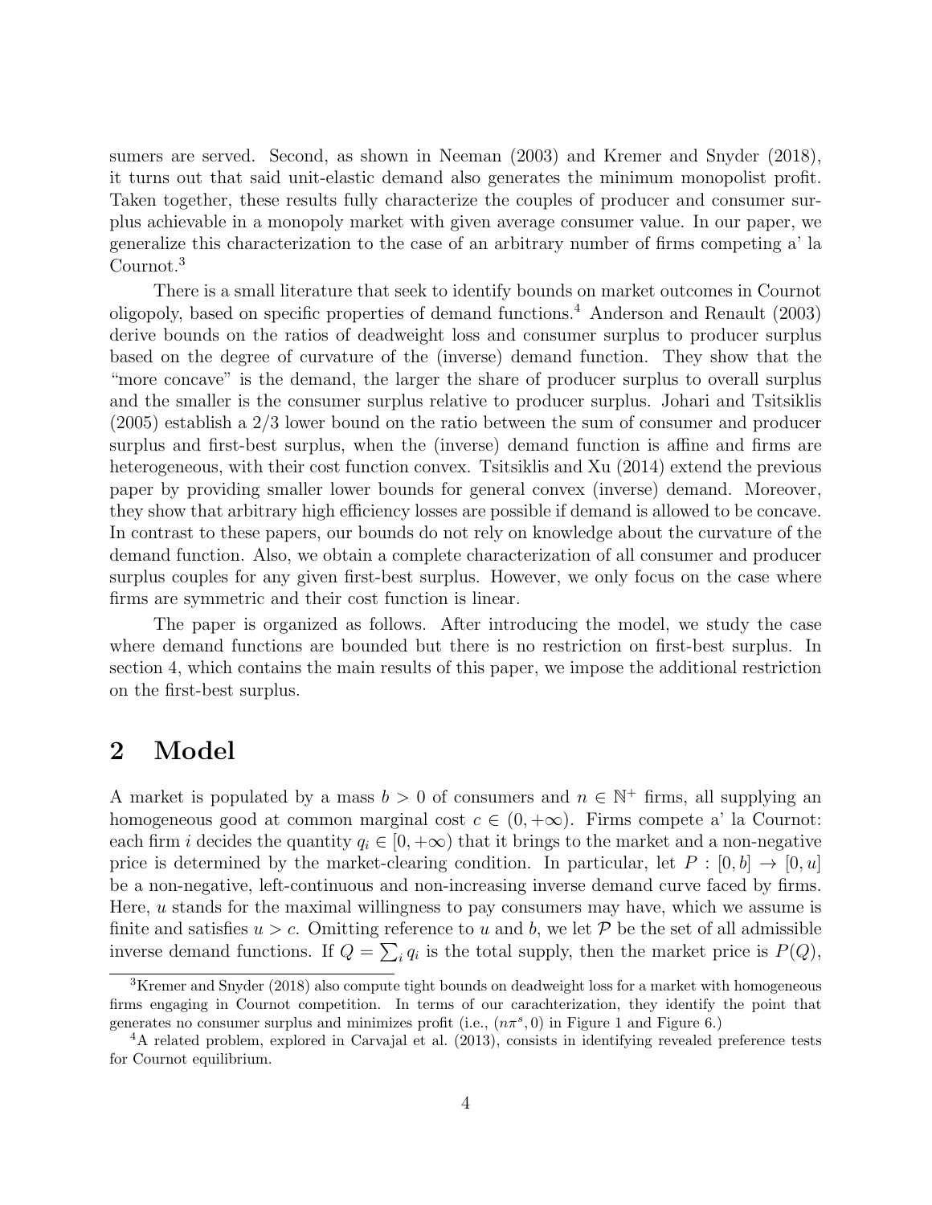sumers are served. Second, as shown in Neeman (2003) and Kremer and Snyder (2018), it turns out that said unit-elastic demand also generates the minimum monopolist profit. Taken together, these results fully characterize the couples of producer and consumer surplus achievable in a monopoly market with given average consumer value. In our paper, we generalize this characterization to the case of an arbitrary number of firms competing a' la Cournot.[3]

There is a small literature that seek to identify bounds on market outcomes in Cournot oligopoly, based on specific properties of demand functions.[4] Anderson and Renault (2003) derive bounds on the ratios of deadweight loss and consumer surplus to producer surplus based on the degree of curvature of the (inverse) demand function. They show that the "more concave" is the demand, the larger the share of producer surplus to overall surplus and the smaller is the consumer surplus relative to producer surplus. Johari and Tsitsiklis (2005) establish a 2/3 lower bound on the ratio between the sum of consumer and producer surplus and first-best surplus, when the (inverse) demand function is affine and firms are heterogeneous, with their cost function convex. Tsitsiklis and Xu (2014) extend the previous paper by providing smaller lower bounds for general convex (inverse) demand. Moreover, they show that arbitrary high efficiency losses are possible if demand is allowed to be concave. In contrast to these papers, our bounds do not rely on knowledge about the curvature of the demand function. Also, we obtain a complete characterization of all consumer and producer surplus couples for any given first-best surplus. However, we only focus on the case where firms are symmetric and their cost function is linear.

The paper is organized as follows. After introducing the model, we study the case where demand functions are bounded but there is no restriction on first-best surplus. In section 4, which contains the main results of this paper, we impose the additional restriction on the first-best surplus.

## 2 Model

A market is populated by a mass $b > 0$ of consumers and $n \in \mathbb{N}^+$ firms, all supplying an homogeneous good at common marginal cost $c \in (0, +\infty)$. Firms compete a' la Cournot: each firm $i$ decides the quantity $q_i \in [0, +\infty)$ that it brings to the market and a non-negative price is determined by the market-clearing condition. In particular, let $P : [0, b] \to [0, u]$ be a non-negative, left-continuous and non-increasing inverse demand curve faced by firms. Here, $u$ stands for the maximal willingness to pay consumers may have, which we assume is finite and satisfies $u > c$. Omitting reference to $u$ and $b$, we let $\mathcal{P}$ be the set of all admissible inverse demand functions. If $Q = \sum_i q_i$ is the total supply, then the market price is $P(Q)$,

[3] Kremer and Snyder (2018) also compute tight bounds on deadweight loss for a market with homogeneous firms engaging in Cournot competition. In terms of our carachterization, they identify the point that generates no consumer surplus and minimizes profit (i.e., $(n\pi^s, 0)$ in Figure 1 and Figure 6.)

[4] A related problem, explored in Carvajal et al. (2013), consists in identifying revealed preference tests for Cournot equilibrium.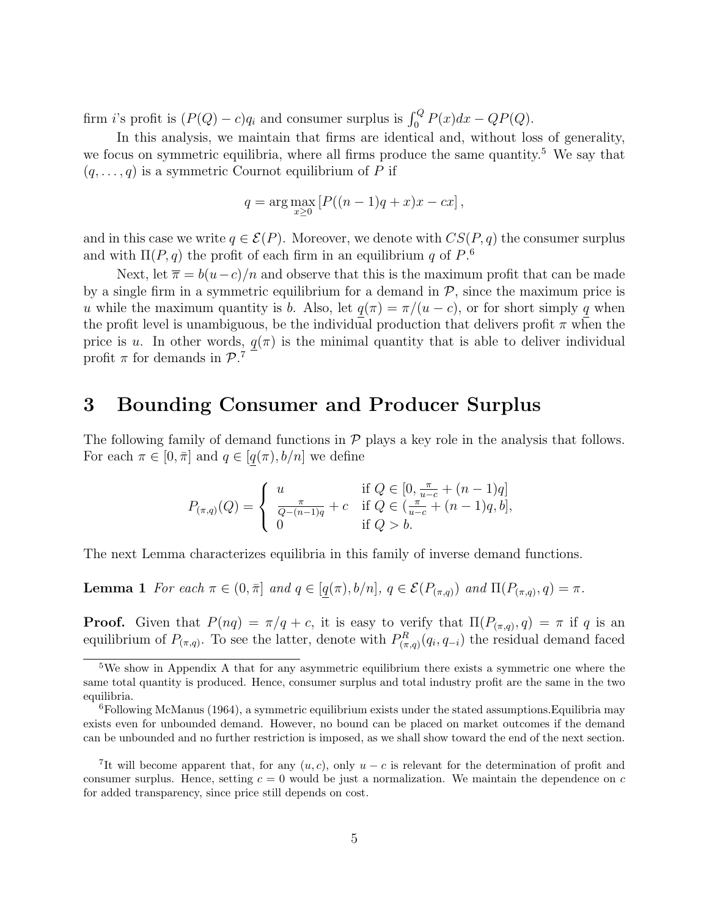firm $i$'s profit is $(P(Q) - c)q_i$ and consumer surplus is $\int_0^Q P(x)dx - QP(Q)$.

In this analysis, we maintain that firms are identical and, without loss of generality, we focus on symmetric equilibria, where all firms produce the same quantity.[5] We say that $(q, \ldots, q)$ is a symmetric Cournot equilibrium of $P$ if

$$q = \arg\max_{x \geq 0} \left[ P((n-1)q + x)x - cx \right],$$

and in this case we write $q \in \mathcal{E}(P)$. Moreover, we denote with $CS(P, q)$ the consumer surplus and with $\Pi(P, q)$ the profit of each firm in an equilibrium $q$ of $P$.[6]

Next, let $\overline{\pi} = b(u-c)/n$ and observe that this is the maximum profit that can be made by a single firm in a symmetric equilibrium for a demand in $\mathcal{P}$, since the maximum price is $u$ while the maximum quantity is $b$. Also, let $\underline{q}(\pi) = \pi/(u-c)$, or for short simply $\underline{q}$ when the profit level is unambiguous, be the individual production that delivers profit $\pi$ when the price is $u$. In other words, $\underline{q}(\pi)$ is the minimal quantity that is able to deliver individual profit $\pi$ for demands in $\mathcal{P}$.[7]

# 3 Bounding Consumer and Producer Surplus

The following family of demand functions in $\mathcal{P}$ plays a key role in the analysis that follows. For each $\pi \in [0, \bar{\pi}]$ and $q \in [\underline{q}(\pi), b/n]$ we define

$$P_{(\pi,q)}(Q) = \begin{cases} u & \text{if } Q \in [0, \frac{\pi}{u-c} + (n-1)q] \\ \frac{\pi}{Q-(n-1)q} + c & \text{if } Q \in (\frac{\pi}{u-c} + (n-1)q, b], \\ 0 & \text{if } Q > b. \end{cases}$$

The next Lemma characterizes equilibria in this family of inverse demand functions.

**Lemma 1** *For each $\pi \in (0, \bar{\pi}]$ and $q \in [\underline{q}(\pi), b/n]$, $q \in \mathcal{E}(P_{(\pi,q)})$ and $\Pi(P_{(\pi,q)}, q) = \pi$.*

**Proof.** Given that $P(nq) = \pi/q + c$, it is easy to verify that $\Pi(P_{(\pi,q)}, q) = \pi$ if $q$ is an equilibrium of $P_{(\pi,q)}$. To see the latter, denote with $P^R_{(\pi,q)}(q_i, q_{-i})$ the residual demand faced

---

[5] We show in Appendix A that for any asymmetric equilibrium there exists a symmetric one where the same total quantity is produced. Hence, consumer surplus and total industry profit are the same in the two equilibria.

[6] Following McManus (1964), a symmetric equilibrium exists under the stated assumptions.Equilibria may exists even for unbounded demand. However, no bound can be placed on market outcomes if the demand can be unbounded and no further restriction is imposed, as we shall show toward the end of the next section.

[7] It will become apparent that, for any $(u, c)$, only $u - c$ is relevant for the determination of profit and consumer surplus. Hence, setting $c = 0$ would be just a normalization. We maintain the dependence on $c$ for added transparency, since price still depends on cost.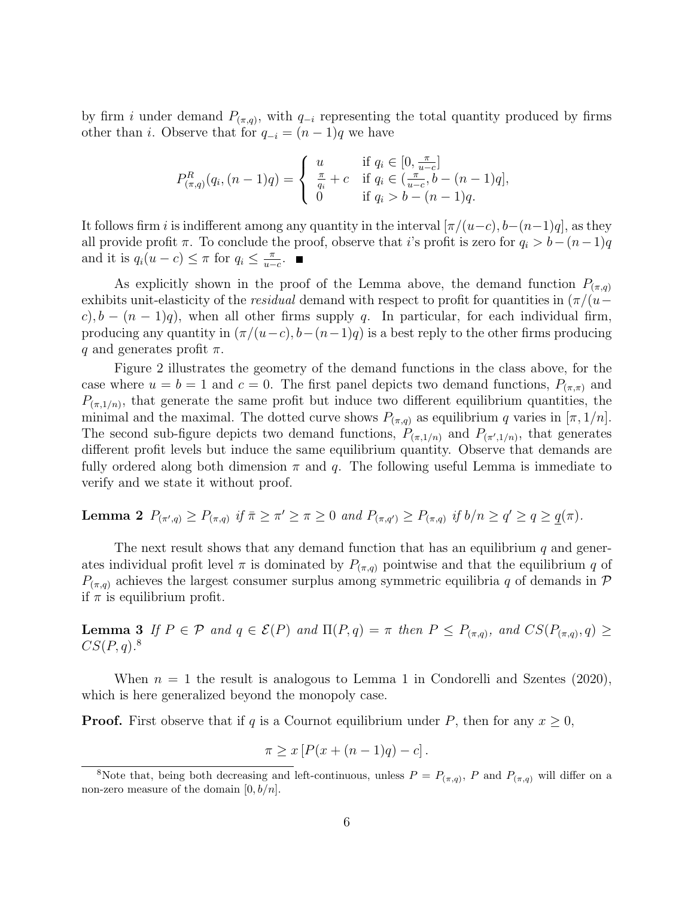by firm $i$ under demand $P_{(\pi,q)}$, with $q_{-i}$ representing the total quantity produced by firms other than $i$. Observe that for $q_{-i} = (n-1)q$ we have

$$P^R_{(\pi,q)}(q_i, (n-1)q) = \begin{cases} u & \text{if } q_i \in [0, \frac{\pi}{u-c}] \\ \frac{\pi}{q_i} + c & \text{if } q_i \in (\frac{\pi}{u-c}, b-(n-1)q], \\ 0 & \text{if } q_i > b-(n-1)q. \end{cases}$$

It follows firm $i$ is indifferent among any quantity in the interval $[\pi/(u-c), b-(n-1)q]$, as they all provide profit $\pi$. To conclude the proof, observe that $i$'s profit is zero for $q_i > b-(n-1)q$ and it is $q_i(u-c) \leq \pi$ for $q_i \leq \frac{\pi}{u-c}$. ■

As explicitly shown in the proof of the Lemma above, the demand function $P_{(\pi,q)}$ exhibits unit-elasticity of the *residual* demand with respect to profit for quantities in $(\pi/(u-c), b-(n-1)q)$, when all other firms supply $q$. In particular, for each individual firm, producing any quantity in $(\pi/(u-c), b-(n-1)q)$ is a best reply to the other firms producing $q$ and generates profit $\pi$.

Figure 2 illustrates the geometry of the demand functions in the class above, for the case where $u = b = 1$ and $c = 0$. The first panel depicts two demand functions, $P_{(\pi,\pi)}$ and $P_{(\pi,1/n)}$, that generate the same profit but induce two different equilibrium quantities, the minimal and the maximal. The dotted curve shows $P_{(\pi,q)}$ as equilibrium $q$ varies in $[\pi, 1/n]$. The second sub-figure depicts two demand functions, $P_{(\pi,1/n)}$ and $P_{(\pi',1/n)}$, that generates different profit levels but induce the same equilibrium quantity. Observe that demands are fully ordered along both dimension $\pi$ and $q$. The following useful Lemma is immediate to verify and we state it without proof.

**Lemma 2** *$P_{(\pi',q)} \geq P_{(\pi,q)}$ if $\bar{\pi} \geq \pi' \geq \pi \geq 0$ and $P_{(\pi,q')} \geq P_{(\pi,q)}$ if $b/n \geq q' \geq q \geq \underline{q}(\pi)$.*

The next result shows that any demand function that has an equilibrium $q$ and generates individual profit level $\pi$ is dominated by $P_{(\pi,q)}$ pointwise and that the equilibrium $q$ of $P_{(\pi,q)}$ achieves the largest consumer surplus among symmetric equilibria $q$ of demands in $\mathcal{P}$ if $\pi$ is equilibrium profit.

**Lemma 3** *If $P \in \mathcal{P}$ and $q \in \mathcal{E}(P)$ and $\Pi(P,q) = \pi$ then $P \leq P_{(\pi,q)}$, and $CS(P_{(\pi,q)}, q) \geq CS(P,q)$.*[8]

When $n = 1$ the result is analogous to Lemma 1 in Condorelli and Szentes (2020), which is here generalized beyond the monopoly case.

**Proof.** First observe that if $q$ is a Cournot equilibrium under $P$, then for any $x \geq 0$,

$$\pi \geq x\left[P(x+(n-1)q) - c\right].$$

[8] Note that, being both decreasing and left-continuous, unless $P = P_{(\pi,q)}$, $P$ and $P_{(\pi,q)}$ will differ on a non-zero measure of the domain $[0, b/n]$.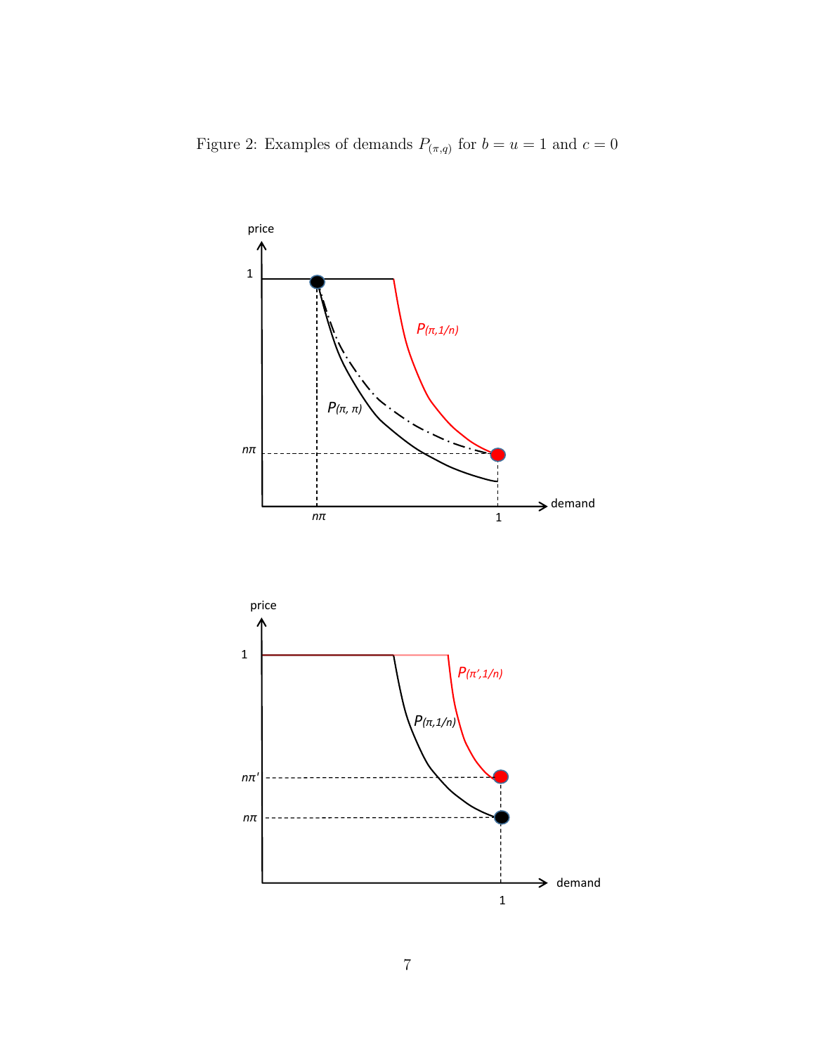Figure 2: Examples of demands $P_{(\pi,q)}$ for $b = u = 1$ and $c = 0$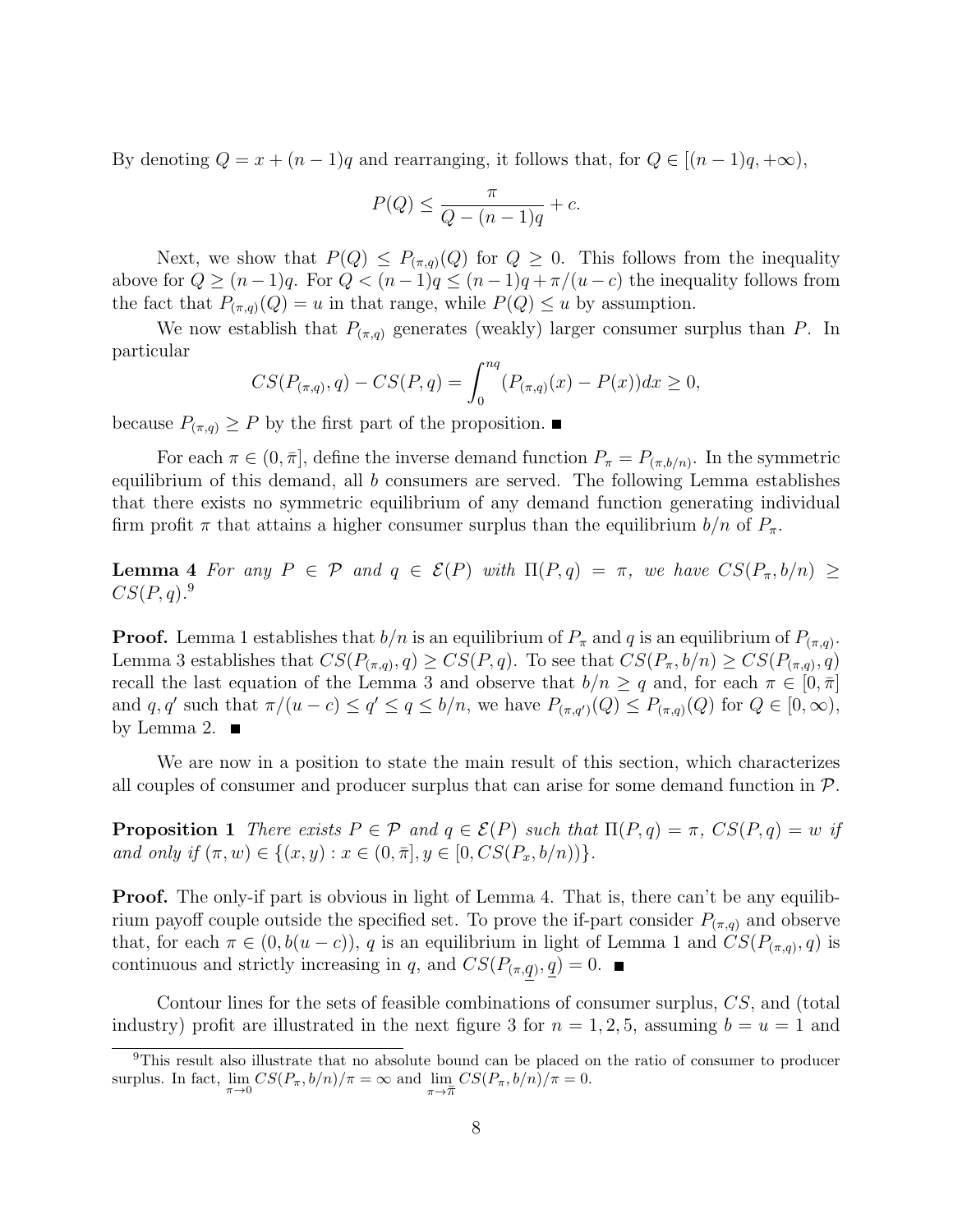By denoting $Q = x + (n-1)q$ and rearranging, it follows that, for $Q \in [(n-1)q, +\infty)$,

$$P(Q) \leq \frac{\pi}{Q - (n-1)q} + c.$$

Next, we show that $P(Q) \leq P_{(\pi,q)}(Q)$ for $Q \geq 0$. This follows from the inequality above for $Q \geq (n-1)q$. For $Q < (n-1)q \leq (n-1)q + \pi/(u-c)$ the inequality follows from the fact that $P_{(\pi,q)}(Q) = u$ in that range, while $P(Q) \leq u$ by assumption.

We now establish that $P_{(\pi,q)}$ generates (weakly) larger consumer surplus than $P$. In particular

$$CS(P_{(\pi,q)}, q) - CS(P, q) = \int_0^{nq} (P_{(\pi,q)}(x) - P(x))dx \geq 0,$$

because $P_{(\pi,q)} \geq P$ by the first part of the proposition. ■

For each $\pi \in (0, \bar{\pi}]$, define the inverse demand function $P_\pi = P_{(\pi, b/n)}$. In the symmetric equilibrium of this demand, all $b$ consumers are served. The following Lemma establishes that there exists no symmetric equilibrium of any demand function generating individual firm profit $\pi$ that attains a higher consumer surplus than the equilibrium $b/n$ of $P_\pi$.

**Lemma 4** *For any $P \in \mathcal{P}$ and $q \in \mathcal{E}(P)$ with $\Pi(P,q) = \pi$, we have $CS(P_\pi, b/n) \geq CS(P,q)$.*[9]

**Proof.** Lemma 1 establishes that $b/n$ is an equilibrium of $P_\pi$ and $q$ is an equilibrium of $P_{(\pi,q)}$. Lemma 3 establishes that $CS(P_{(\pi,q)}, q) \geq CS(P,q)$. To see that $CS(P_\pi, b/n) \geq CS(P_{(\pi,q)}, q)$ recall the last equation of the Lemma 3 and observe that $b/n \geq q$ and, for each $\pi \in [0, \bar{\pi}]$ and $q, q'$ such that $\pi/(u-c) \leq q' \leq q \leq b/n$, we have $P_{(\pi,q')}(Q) \leq P_{(\pi,q)}(Q)$ for $Q \in [0, \infty)$, by Lemma 2. ■

We are now in a position to state the main result of this section, which characterizes all couples of consumer and producer surplus that can arise for some demand function in $\mathcal{P}$.

**Proposition 1** *There exists $P \in \mathcal{P}$ and $q \in \mathcal{E}(P)$ such that $\Pi(P,q) = \pi$, $CS(P,q) = w$ if and only if $(\pi, w) \in \{(x,y) : x \in (0, \bar{\pi}], y \in [0, CS(P_x, b/n))\}$.*

**Proof.** The only-if part is obvious in light of Lemma 4. That is, there can't be any equilibrium payoff couple outside the specified set. To prove the if-part consider $P_{(\pi,q)}$ and observe that, for each $\pi \in (0, b(u-c))$, $q$ is an equilibrium in light of Lemma 1 and $CS(P_{(\pi,q)}, q)$ is continuous and strictly increasing in $q$, and $CS(P_{(\pi,\underline{q})}, \underline{q}) = 0$. ■

Contour lines for the sets of feasible combinations of consumer surplus, $CS$, and (total industry) profit are illustrated in the next figure 3 for $n = 1, 2, 5$, assuming $b = u = 1$ and

[9] This result also illustrate that no absolute bound can be placed on the ratio of consumer to producer surplus. In fact, $\lim_{\pi \to 0} CS(P_\pi, b/n)/\pi = \infty$ and $\lim_{\pi \to \bar{\pi}} CS(P_\pi, b/n)/\pi = 0$.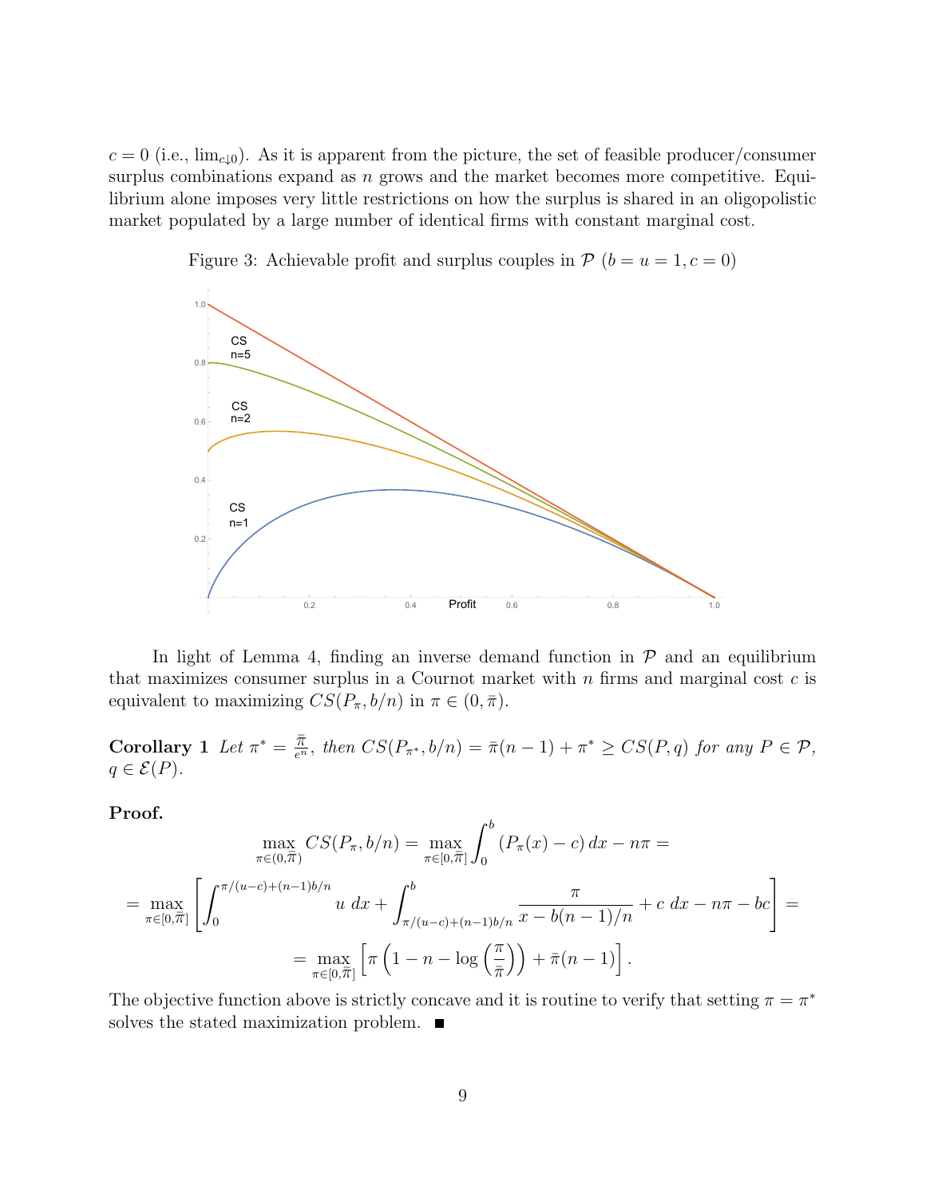$c = 0$ (i.e., $\lim_{c \downarrow 0}$). As it is apparent from the picture, the set of feasible producer/consumer surplus combinations expand as $n$ grows and the market becomes more competitive. Equilibrium alone imposes very little restrictions on how the surplus is shared in an oligopolistic market populated by a large number of identical firms with constant marginal cost.

Figure 3: Achievable profit and surplus couples in $\mathcal{P}$ ($b = u = 1, c = 0$)

In light of Lemma 4, finding an inverse demand function in $\mathcal{P}$ and an equilibrium that maximizes consumer surplus in a Cournot market with $n$ firms and marginal cost $c$ is equivalent to maximizing $CS(P_\pi, b/n)$ in $\pi \in (0, \bar{\pi})$.

**Corollary 1** *Let $\pi^* = \frac{\bar{\pi}}{e^n}$, then $CS(P_{\pi^*}, b/n) = \bar{\pi}(n-1) + \pi^* \geq CS(P, q)$ for any $P \in \mathcal{P}$, $q \in \mathcal{E}(P)$.*

**Proof.**

$$\max_{\pi \in (0,\bar{\pi})} CS(P_\pi, b/n) = \max_{\pi \in [0,\bar{\pi}]} \int_0^b (P_\pi(x) - c)\, dx - n\pi =$$

$$= \max_{\pi \in [0,\bar{\pi}]} \left[ \int_0^{\pi/(u-c)+(n-1)b/n} u\, dx + \int_{\pi/(u-c)+(n-1)b/n}^b \frac{\pi}{x - b(n-1)/n} + c\, dx - n\pi - bc \right] =$$

$$= \max_{\pi \in [0,\bar{\pi}]} \left[ \pi \left( 1 - n - \log\left(\frac{\pi}{\bar{\pi}}\right) \right) + \bar{\pi}(n-1) \right].$$

The objective function above is strictly concave and it is routine to verify that setting $\pi = \pi^*$ solves the stated maximization problem. ■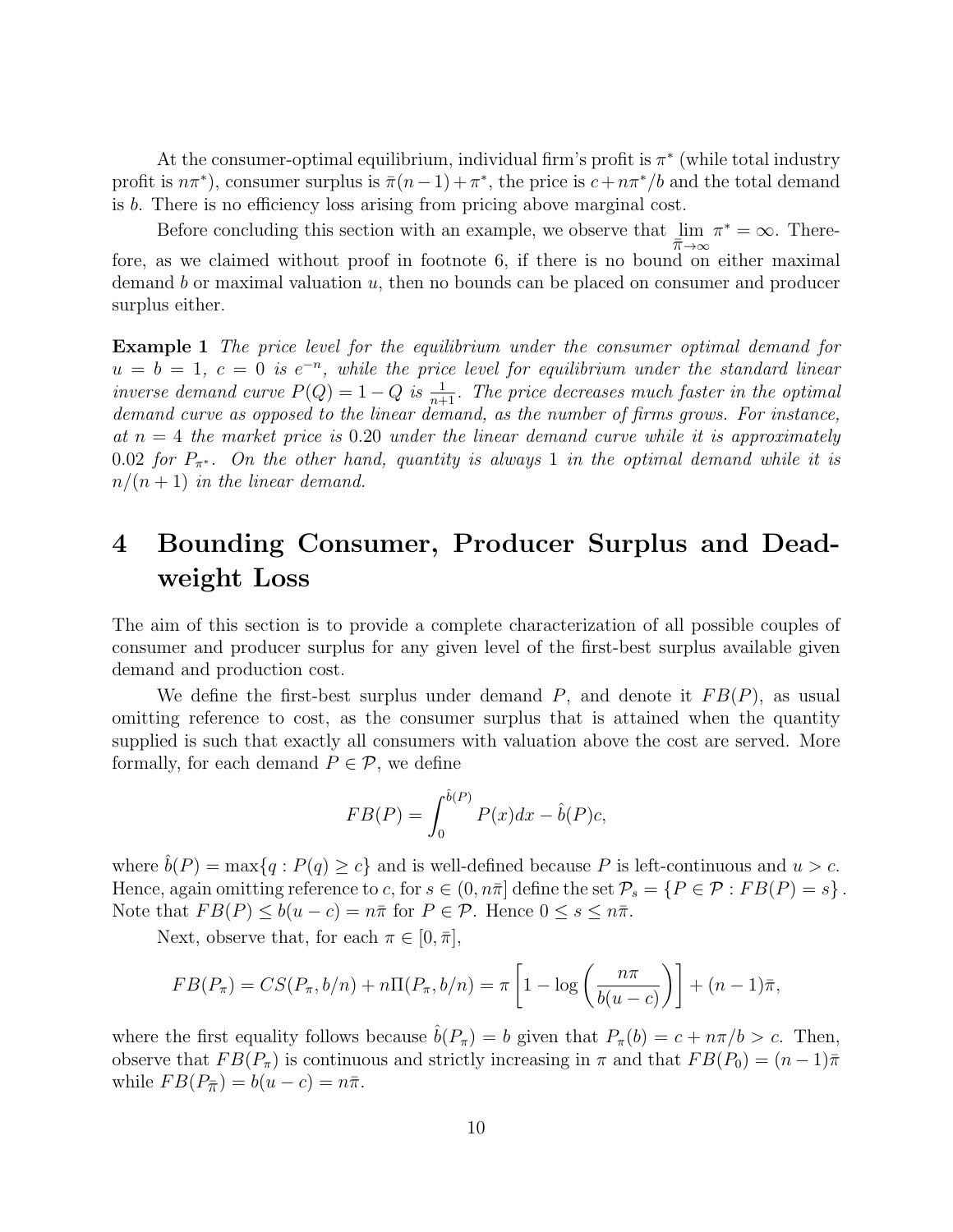At the consumer-optimal equilibrium, individual firm's profit is $\pi^*$ (while total industry profit is $n\pi^*$), consumer surplus is $\bar{\pi}(n-1)+\pi^*$, the price is $c+n\pi^*/b$ and the total demand is $b$. There is no efficiency loss arising from pricing above marginal cost.

Before concluding this section with an example, we observe that $\lim_{\bar{\pi}\to\infty} \pi^* = \infty$. Therefore, as we claimed without proof in footnote 6, if there is no bound on either maximal demand $b$ or maximal valuation $u$, then no bounds can be placed on consumer and producer surplus either.

**Example 1** *The price level for the equilibrium under the consumer optimal demand for $u = b = 1$, $c = 0$ is $e^{-n}$, while the price level for equilibrium under the standard linear inverse demand curve $P(Q) = 1 - Q$ is $\frac{1}{n+1}$. The price decreases much faster in the optimal demand curve as opposed to the linear demand, as the number of firms grows. For instance, at $n = 4$ the market price is 0.20 under the linear demand curve while it is approximately 0.02 for $P_{\pi^*}$. On the other hand, quantity is always 1 in the optimal demand while it is $n/(n+1)$ in the linear demand.*

# 4 Bounding Consumer, Producer Surplus and Deadweight Loss

The aim of this section is to provide a complete characterization of all possible couples of consumer and producer surplus for any given level of the first-best surplus available given demand and production cost.

We define the first-best surplus under demand $P$, and denote it $FB(P)$, as usual omitting reference to cost, as the consumer surplus that is attained when the quantity supplied is such that exactly all consumers with valuation above the cost are served. More formally, for each demand $P \in \mathcal{P}$, we define

$$FB(P) = \int_0^{\hat{b}(P)} P(x)dx - \hat{b}(P)c,$$

where $\hat{b}(P) = \max\{q : P(q) \geq c\}$ and is well-defined because $P$ is left-continuous and $u > c$. Hence, again omitting reference to $c$, for $s \in (0, n\bar{\pi}]$ define the set $\mathcal{P}_s = \{P \in \mathcal{P} : FB(P) = s\}$. Note that $FB(P) \leq b(u-c) = n\bar{\pi}$ for $P \in \mathcal{P}$. Hence $0 \leq s \leq n\bar{\pi}$.

Next, observe that, for each $\pi \in [0, \bar{\pi}]$,

$$FB(P_\pi) = CS(P_\pi, b/n) + n\Pi(P_\pi, b/n) = \pi\left[1 - \log\left(\frac{n\pi}{b(u-c)}\right)\right] + (n-1)\bar{\pi},$$

where the first equality follows because $\hat{b}(P_\pi) = b$ given that $P_\pi(b) = c + n\pi/b > c$. Then, observe that $FB(P_\pi)$ is continuous and strictly increasing in $\pi$ and that $FB(P_0) = (n-1)\bar{\pi}$ while $FB(P_{\bar{\pi}}) = b(u-c) = n\bar{\pi}$.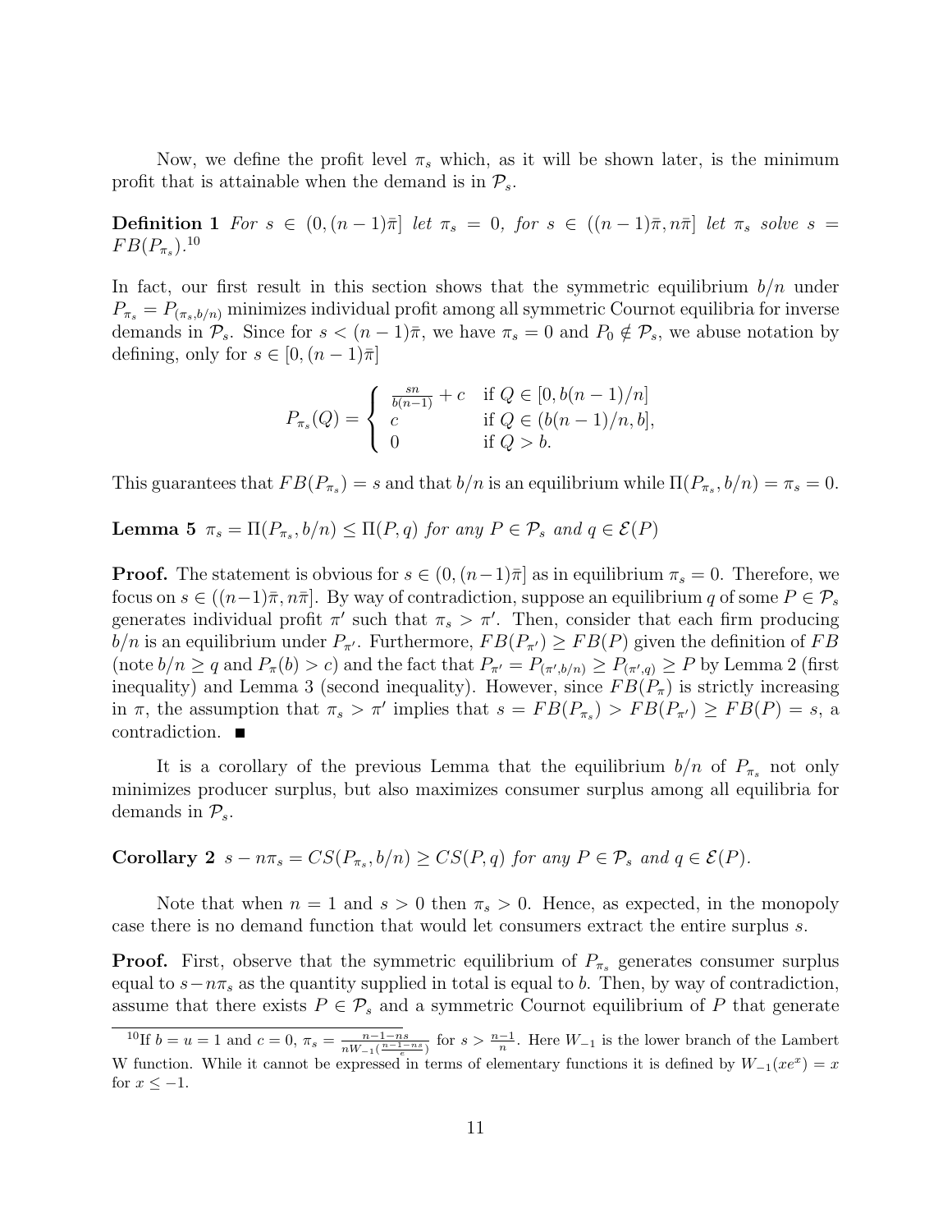Now, we define the profit level $\pi_s$ which, as it will be shown later, is the minimum profit that is attainable when the demand is in $\mathcal{P}_s$.

**Definition 1** *For* $s \in (0, (n-1)\bar{\pi}]$ *let* $\pi_s = 0$*, for* $s \in ((n-1)\bar{\pi}, n\bar{\pi}]$ *let* $\pi_s$ *solve* $s = FB(P_{\pi_s})$.[10]

In fact, our first result in this section shows that the symmetric equilibrium $b/n$ under $P_{\pi_s} = P_{(\pi_s, b/n)}$ minimizes individual profit among all symmetric Cournot equilibria for inverse demands in $\mathcal{P}_s$. Since for $s < (n-1)\bar{\pi}$, we have $\pi_s = 0$ and $P_0 \notin \mathcal{P}_s$, we abuse notation by defining, only for $s \in [0, (n-1)\bar{\pi}]$

$$P_{\pi_s}(Q) = \begin{cases} \frac{sn}{b(n-1)} + c & \text{if } Q \in [0, b(n-1)/n] \\ c & \text{if } Q \in (b(n-1)/n, b], \\ 0 & \text{if } Q > b. \end{cases}$$

This guarantees that $FB(P_{\pi_s}) = s$ and that $b/n$ is an equilibrium while $\Pi(P_{\pi_s}, b/n) = \pi_s = 0$.

**Lemma 5** $\pi_s = \Pi(P_{\pi_s}, b/n) \leq \Pi(P, q)$ *for any* $P \in \mathcal{P}_s$ *and* $q \in \mathcal{E}(P)$

**Proof.** The statement is obvious for $s \in (0, (n-1)\bar{\pi}]$ as in equilibrium $\pi_s = 0$. Therefore, we focus on $s \in ((n-1)\bar{\pi}, n\bar{\pi}]$. By way of contradiction, suppose an equilibrium $q$ of some $P \in \mathcal{P}_s$ generates individual profit $\pi'$ such that $\pi_s > \pi'$. Then, consider that each firm producing $b/n$ is an equilibrium under $P_{\pi'}$. Furthermore, $FB(P_{\pi'}) \geq FB(P)$ given the definition of $FB$ (note $b/n \geq q$ and $P_{\pi}(b) > c$) and the fact that $P_{\pi'} = P_{(\pi', b/n)} \geq P_{(\pi', q)} \geq P$ by Lemma 2 (first inequality) and Lemma 3 (second inequality). However, since $FB(P_{\pi})$ is strictly increasing in $\pi$, the assumption that $\pi_s > \pi'$ implies that $s = FB(P_{\pi_s}) > FB(P_{\pi'}) \geq FB(P) = s$, a contradiction. ∎

It is a corollary of the previous Lemma that the equilibrium $b/n$ of $P_{\pi_s}$ not only minimizes producer surplus, but also maximizes consumer surplus among all equilibria for demands in $\mathcal{P}_s$.

**Corollary 2** $s - n\pi_s = CS(P_{\pi_s}, b/n) \geq CS(P, q)$ *for any* $P \in \mathcal{P}_s$ *and* $q \in \mathcal{E}(P)$.

Note that when $n = 1$ and $s > 0$ then $\pi_s > 0$. Hence, as expected, in the monopoly case there is no demand function that would let consumers extract the entire surplus $s$.

**Proof.** First, observe that the symmetric equilibrium of $P_{\pi_s}$ generates consumer surplus equal to $s - n\pi_s$ as the quantity supplied in total is equal to $b$. Then, by way of contradiction, assume that there exists $P \in \mathcal{P}_s$ and a symmetric Cournot equilibrium of $P$ that generate

[10] If $b = u = 1$ and $c = 0$, $\pi_s = \frac{n-1-ns}{nW_{-1}(\frac{n-1-ns}{e})}$ for $s > \frac{n-1}{n}$. Here $W_{-1}$ is the lower branch of the Lambert W function. While it cannot be expressed in terms of elementary functions it is defined by $W_{-1}(xe^x) = x$ for $x \leq -1$.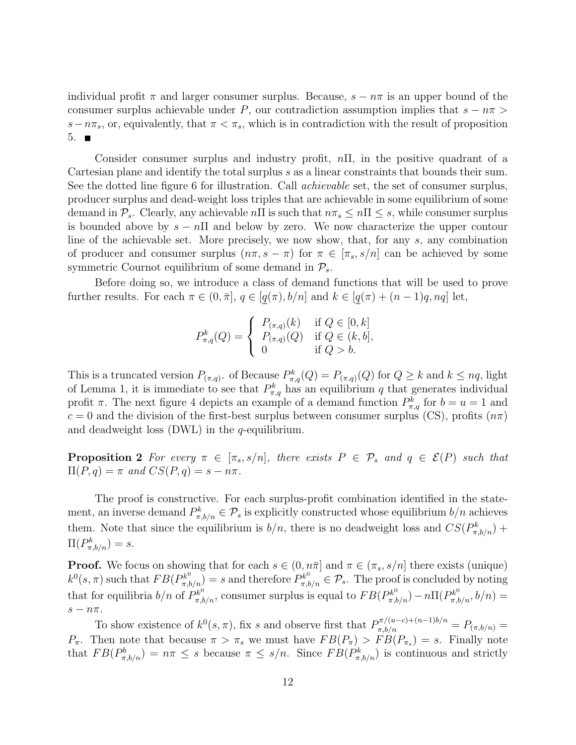individual profit $\pi$ and larger consumer surplus. Because, $s - n\pi$ is an upper bound of the consumer surplus achievable under $P$, our contradiction assumption implies that $s - n\pi > s - n\pi_s$, or, equivalently, that $\pi < \pi_s$, which is in contradiction with the result of proposition 5. ■

Consider consumer surplus and industry profit, $n\Pi$, in the positive quadrant of a Cartesian plane and identify the total surplus $s$ as a linear constraints that bounds their sum. See the dotted line figure 6 for illustration. Call *achievable* set, the set of consumer surplus, producer surplus and dead-weight loss triples that are achievable in some equilibrium of some demand in $\mathcal{P}_s$. Clearly, any achievable $n\Pi$ is such that $n\pi_s \leq n\Pi \leq s$, while consumer surplus is bounded above by $s - n\Pi$ and below by zero. We now characterize the upper contour line of the achievable set. More precisely, we now show, that, for any $s$, any combination of producer and consumer surplus $(n\pi, s - \pi)$ for $\pi \in [\pi_s, s/n]$ can be achieved by some symmetric Cournot equilibrium of some demand in $\mathcal{P}_s$.

Before doing so, we introduce a class of demand functions that will be used to prove further results. For each $\pi \in (0, \bar{\pi}]$, $q \in [\underline{q}(\pi), b/n]$ and $k \in [\underline{q}(\pi) + (n-1)q, nq]$ let,

$$P^k_{\pi,q}(Q) = \begin{cases} P_{(\pi,q)}(k) & \text{if } Q \in [0, k] \\ P_{(\pi,q)}(Q) & \text{if } Q \in (k, b], \\ 0 & \text{if } Q > b. \end{cases}$$

This is a truncated version $P_{(\pi,q)}$. of Because $P^k_{\pi,q}(Q) = P_{(\pi,q)}(Q)$ for $Q \geq k$ and $k \leq nq$, light of Lemma 1, it is immediate to see that $P^k_{\pi,q}$ has an equilibrium $q$ that generates individual profit $\pi$. The next figure 4 depicts an example of a demand function $P^k_{\pi,q}$ for $b = u = 1$ and $c = 0$ and the division of the first-best surplus between consumer surplus (CS), profits $(n\pi)$ and deadweight loss (DWL) in the $q$-equilibrium.

**Proposition 2** *For every $\pi \in [\pi_s, s/n]$, there exists $P \in \mathcal{P}_s$ and $q \in \mathcal{E}(P)$ such that $\Pi(P, q) = \pi$ and $CS(P, q) = s - n\pi$.*

The proof is constructive. For each surplus-profit combination identified in the statement, an inverse demand $P^k_{\pi,b/n} \in \mathcal{P}_s$ is explicitly constructed whose equilibrium $b/n$ achieves them. Note that since the equilibrium is $b/n$, there is no deadweight loss and $CS(P^k_{\pi,b/n}) + \Pi(P^k_{\pi,b/n}) = s$.

**Proof.** We focus on showing that for each $s \in (0, n\bar{\pi}]$ and $\pi \in (\pi_s, s/n]$ there exists (unique) $k^0(s, \pi)$ such that $FB(P^{k^0}_{\pi,b/n}) = s$ and therefore $P^{k^0}_{\pi,b/n} \in \mathcal{P}_s$. The proof is concluded by noting that for equilibria $b/n$ of $P^{k^0}_{\pi,b/n}$, consumer surplus is equal to $FB(P^{k^0}_{\pi,b/n}) - n\Pi(P^{k^0}_{\pi,b/n}, b/n) = s - n\pi$.

To show existence of $k^0(s, \pi)$, fix $s$ and observe first that $P^{\pi/(u-c)+(n-1)b/n}_{\pi,b/n} = P_{(\pi,b/n)} = P_\pi$. Then note that because $\pi > \pi_s$ we must have $FB(P_\pi) > FB(P_{\pi_s}) = s$. Finally note that $FB(P^b_{\pi,b/n}) = n\pi \leq s$ because $\pi \leq s/n$. Since $FB(P^k_{\pi,b/n})$ is continuous and strictly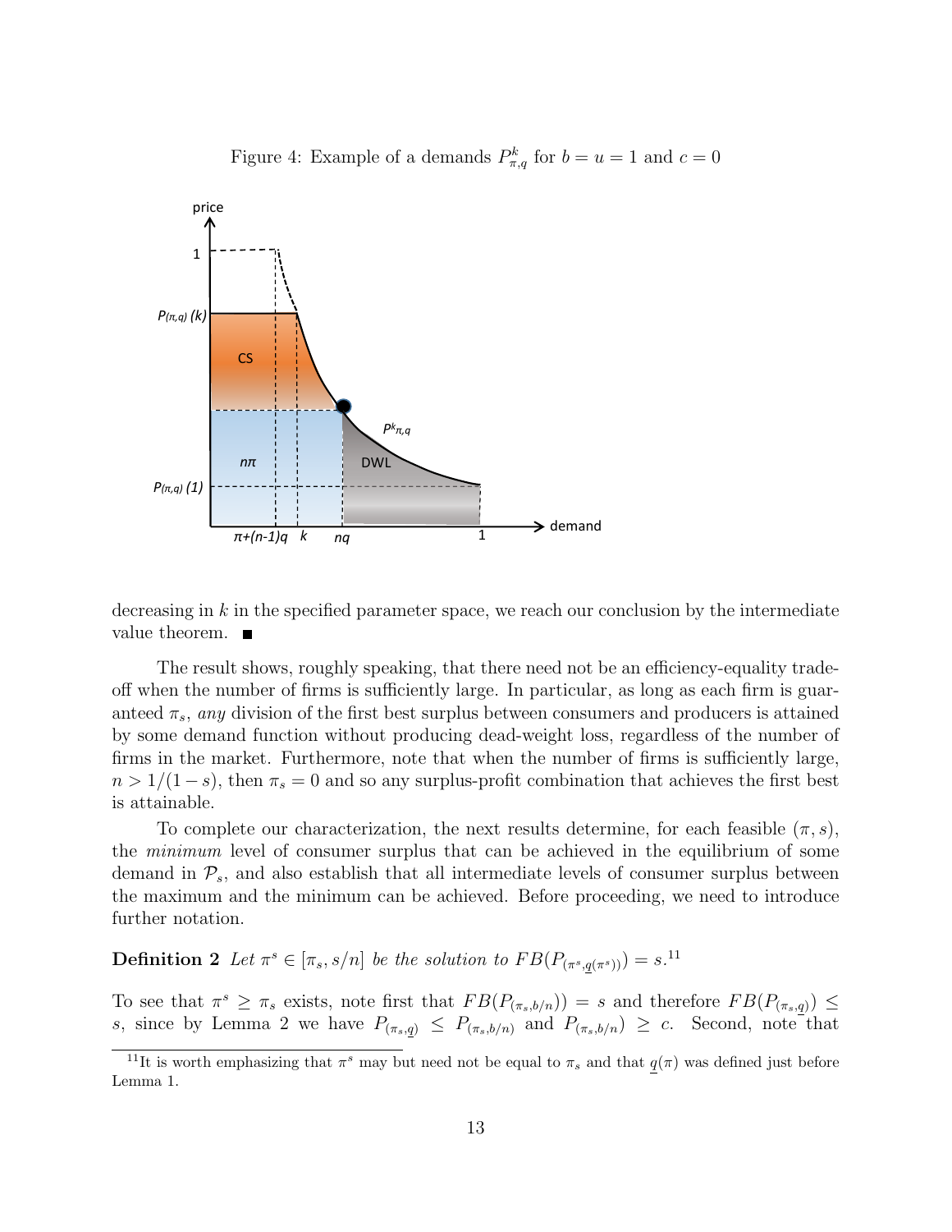Figure 4: Example of a demands $P^k_{\pi,q}$ for $b = u = 1$ and $c = 0$

decreasing in $k$ in the specified parameter space, we reach our conclusion by the intermediate value theorem. ■

The result shows, roughly speaking, that there need not be an efficiency-equality trade-off when the number of firms is sufficiently large. In particular, as long as each firm is guaranteed $\pi_s$, *any* division of the first best surplus between consumers and producers is attained by some demand function without producing dead-weight loss, regardless of the number of firms in the market. Furthermore, note that when the number of firms is sufficiently large, $n > 1/(1-s)$, then $\pi_s = 0$ and so any surplus-profit combination that achieves the first best is attainable.

To complete our characterization, the next results determine, for each feasible $(\pi, s)$, the *minimum* level of consumer surplus that can be achieved in the equilibrium of some demand in $\mathcal{P}_s$, and also establish that all intermediate levels of consumer surplus between the maximum and the minimum can be achieved. Before proceeding, we need to introduce further notation.

**Definition 2** *Let $\pi^s \in [\pi_s, s/n]$ be the solution to $FB(P_{(\pi^s,\underline{q}(\pi^s))}) = s$.*[11]

To see that $\pi^s \geq \pi_s$ exists, note first that $FB(P_{(\pi_s,b/n)}) = s$ and therefore $FB(P_{(\pi_s,\underline{q})}) \leq s$, since by Lemma 2 we have $P_{(\pi_s,\underline{q})} \leq P_{(\pi_s,b/n)}$ and $P_{(\pi_s,b/n)} \geq c$. Second, note that

[11]It is worth emphasizing that $\pi^s$ may but need not be equal to $\pi_s$ and that $\underline{q}(\pi)$ was defined just before Lemma 1.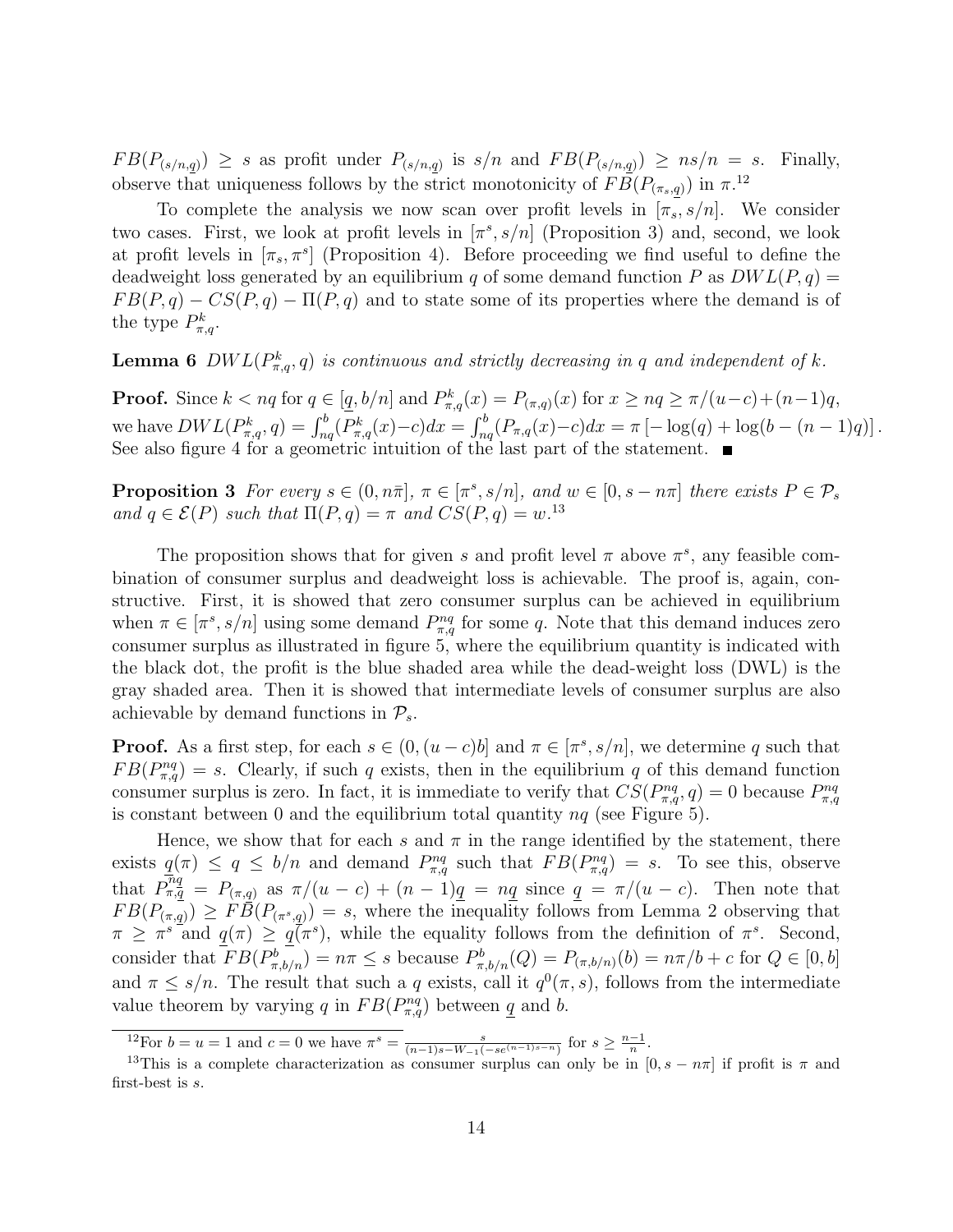$FB(P_{(s/n,\underline{q})}) \geq s$ as profit under $P_{(s/n,\underline{q})}$ is $s/n$ and $FB(P_{(s/n,\underline{q})}) \geq ns/n = s$. Finally, observe that uniqueness follows by the strict monotonicity of $FB(P_{(\pi_s,\underline{q})})$ in $\pi$.[12]

To complete the analysis we now scan over profit levels in $[\pi_s, s/n]$. We consider two cases. First, we look at profit levels in $[\pi^s, s/n]$ (Proposition 3) and, second, we look at profit levels in $[\pi_s, \pi^s]$ (Proposition 4). Before proceeding we find useful to define the deadweight loss generated by an equilibrium $q$ of some demand function $P$ as $DWL(P,q) = FB(P,q) - CS(P,q) - \Pi(P,q)$ and to state some of its properties where the demand is of the type $P^k_{\pi,q}$.

**Lemma 6** *$DWL(P^k_{\pi,q}, q)$ is continuous and strictly decreasing in $q$ and independent of $k$.*

**Proof.** Since $k < nq$ for $q \in [\underline{q}, b/n]$ and $P^k_{\pi,q}(x) = P_{(\pi,q)}(x)$ for $x \geq nq \geq \pi/(u-c)+(n-1)q$, we have $DWL(P^k_{\pi,q}, q) = \int_{nq}^{b}(P^k_{\pi,q}(x) - c)dx = \int_{nq}^{b}(P_{\pi,q}(x) - c)dx = \pi\left[-\log(q) + \log(b-(n-1)q)\right]$. See also figure 4 for a geometric intuition of the last part of the statement. ■

**Proposition 3** *For every $s \in (0, n\bar{\pi}]$, $\pi \in [\pi^s, s/n]$, and $w \in [0, s - n\pi]$ there exists $P \in \mathcal{P}_s$ and $q \in \mathcal{E}(P)$ such that $\Pi(P,q) = \pi$ and $CS(P,q) = w$.*[13]

The proposition shows that for given $s$ and profit level $\pi$ above $\pi^s$, any feasible combination of consumer surplus and deadweight loss is achievable. The proof is, again, constructive. First, it is showed that zero consumer surplus can be achieved in equilibrium when $\pi \in [\pi^s, s/n]$ using some demand $P^{nq}_{\pi,q}$ for some $q$. Note that this demand induces zero consumer surplus as illustrated in figure 5, where the equilibrium quantity is indicated with the black dot, the profit is the blue shaded area while the dead-weight loss (DWL) is the gray shaded area. Then it is showed that intermediate levels of consumer surplus are also achievable by demand functions in $\mathcal{P}_s$.

**Proof.** As a first step, for each $s \in (0, (u-c)b]$ and $\pi \in [\pi^s, s/n]$, we determine $q$ such that $FB(P^{nq}_{\pi,q}) = s$. Clearly, if such $q$ exists, then in the equilibrium $q$ of this demand function consumer surplus is zero. In fact, it is immediate to verify that $CS(P^{nq}_{\pi,q}, q) = 0$ because $P^{nq}_{\pi,q}$ is constant between 0 and the equilibrium total quantity $nq$ (see Figure 5).

Hence, we show that for each $s$ and $\pi$ in the range identified by the statement, there exists $\underline{q}(\pi) \leq q \leq b/n$ and demand $P^{nq}_{\pi,q}$ such that $FB(P^{nq}_{\pi,q}) = s$. To see this, observe that $P^{n\underline{q}}_{\pi,\underline{q}} = P_{(\pi,\underline{q})}$ as $\pi/(u-c) + (n-1)\underline{q} = n\underline{q}$ since $\underline{q} = \pi/(u-c)$. Then note that $FB(P_{(\pi,\underline{q})}) \geq FB(P_{(\pi^s,\underline{q})}) = s$, where the inequality follows from Lemma 2 observing that $\pi \geq \pi^s$ and $\underline{q}(\pi) \geq \underline{q}(\pi^s)$, while the equality follows from the definition of $\pi^s$. Second, consider that $FB(P^b_{\pi,b/n}) = n\pi \leq s$ because $P^b_{\pi,b/n}(Q) = P_{(\pi,b/n)}(b) = n\pi/b + c$ for $Q \in [0,b]$ and $\pi \leq s/n$. The result that such a $q$ exists, call it $q^0(\pi, s)$, follows from the intermediate value theorem by varying $q$ in $FB(P^{nq}_{\pi,q})$ between $\underline{q}$ and $b$.

---

[12] For $b = u = 1$ and $c = 0$ we have $\pi^s = \frac{s}{(n-1)s - W_{-1}(-se^{(n-1)s-n})}$ for $s \geq \frac{n-1}{n}$.

[13] This is a complete characterization as consumer surplus can only be in $[0, s - n\pi]$ if profit is $\pi$ and first-best is $s$.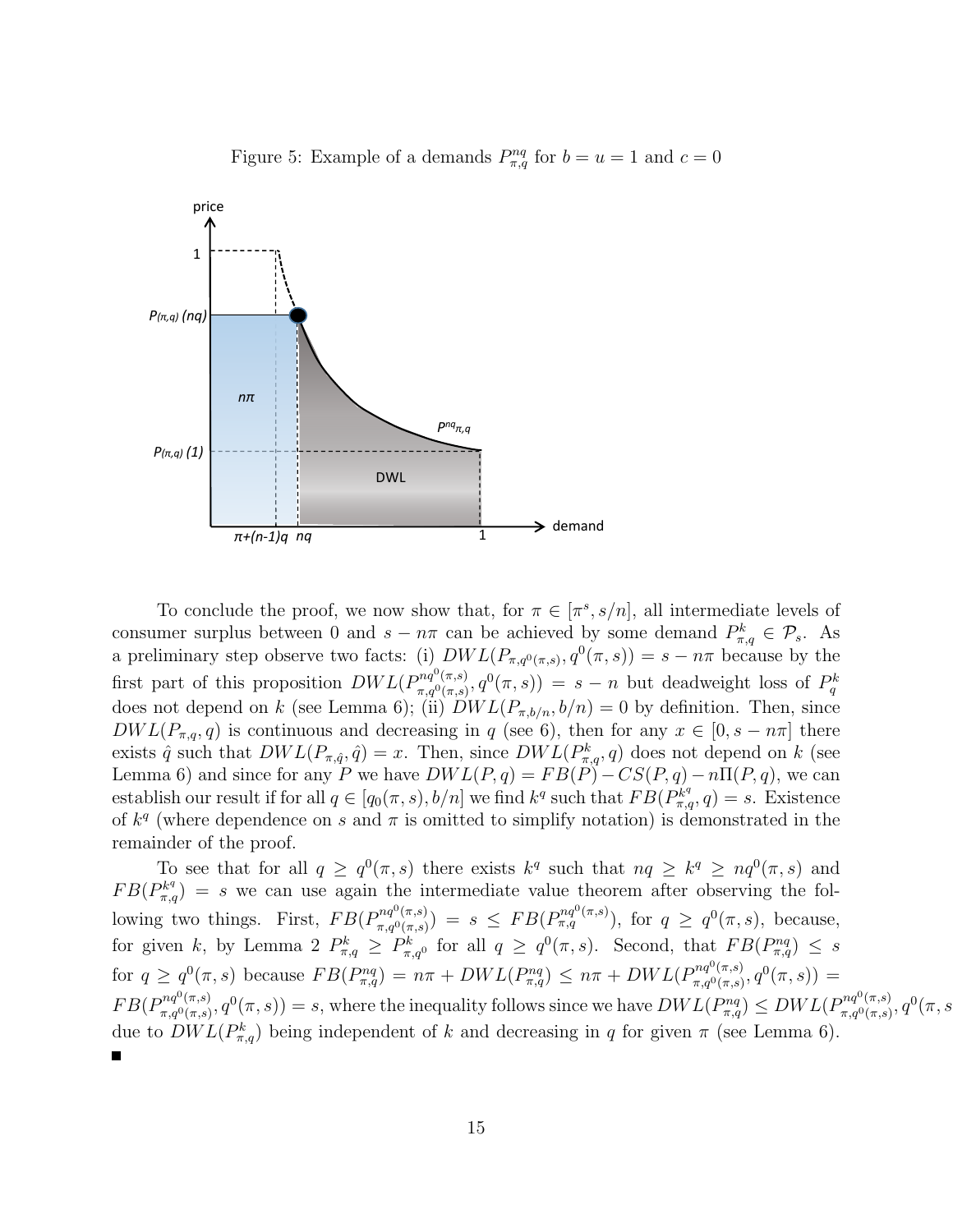Figure 5: Example of a demands $P^{nq}_{\pi,q}$ for $b = u = 1$ and $c = 0$

To conclude the proof, we now show that, for $\pi \in [\pi^s, s/n]$, all intermediate levels of consumer surplus between 0 and $s - n\pi$ can be achieved by some demand $P^k_{\pi,q} \in \mathcal{P}_s$. As a preliminary step observe two facts: (i) $DWL(P_{\pi,q^0(\pi,s)}, q^0(\pi,s)) = s - n\pi$ because by the first part of this proposition $DWL(P^{nq^0(\pi,s)}_{\pi,q^0(\pi,s)}, q^0(\pi,s)) = s - n$ but deadweight loss of $P^k_q$ does not depend on $k$ (see Lemma 6); (ii) $DWL(P_{\pi,b/n}, b/n) = 0$ by definition. Then, since $DWL(P_{\pi,q}, q)$ is continuous and decreasing in $q$ (see 6), then for any $x \in [0, s - n\pi]$ there exists $\hat{q}$ such that $DWL(P_{\pi,\hat{q}}, \hat{q}) = x$. Then, since $DWL(P^k_{\pi,q}, q)$ does not depend on $k$ (see Lemma 6) and since for any $P$ we have $DWL(P, q) = FB(P) - CS(P, q) - n\Pi(P, q)$, we can establish our result if for all $q \in [q_0(\pi, s), b/n]$ we find $k^q$ such that $FB(P^{k^q}_{\pi,q}, q) = s$. Existence of $k^q$ (where dependence on $s$ and $\pi$ is omitted to simplify notation) is demonstrated in the remainder of the proof.

To see that for all $q \geq q^0(\pi, s)$ there exists $k^q$ such that $nq \geq k^q \geq nq^0(\pi, s)$ and $FB(P^{k^q}_{\pi,q}) = s$ we can use again the intermediate value theorem after observing the following two things. First, $FB(P^{nq^0(\pi,s)}_{\pi,q^0(\pi,s)}) = s \leq FB(P^{nq^0(\pi,s)}_{\pi,q})$, for $q \geq q^0(\pi, s)$, because, for given $k$, by Lemma 2 $P^k_{\pi,q} \geq P^k_{\pi,q^0}$ for all $q \geq q^0(\pi, s)$. Second, that $FB(P^{nq}_{\pi,q}) \leq s$ for $q \geq q^0(\pi, s)$ because $FB(P^{nq}_{\pi,q}) = n\pi + DWL(P^{nq}_{\pi,q}) \leq n\pi + DWL(P^{nq^0(\pi,s)}_{\pi,q^0(\pi,s)}, q^0(\pi, s)) = FB(P^{nq^0(\pi,s)}_{\pi,q^0(\pi,s)}, q^0(\pi, s)) = s$, where the inequality follows since we have $DWL(P^{nq}_{\pi,q}) \leq DWL(P^{nq^0(\pi,s)}_{\pi,q^0(\pi,s)}, q^0(\pi, s$ due to $DWL(P^k_{\pi,q})$ being independent of $k$ and decreasing in $q$ for given $\pi$ (see Lemma 6).

■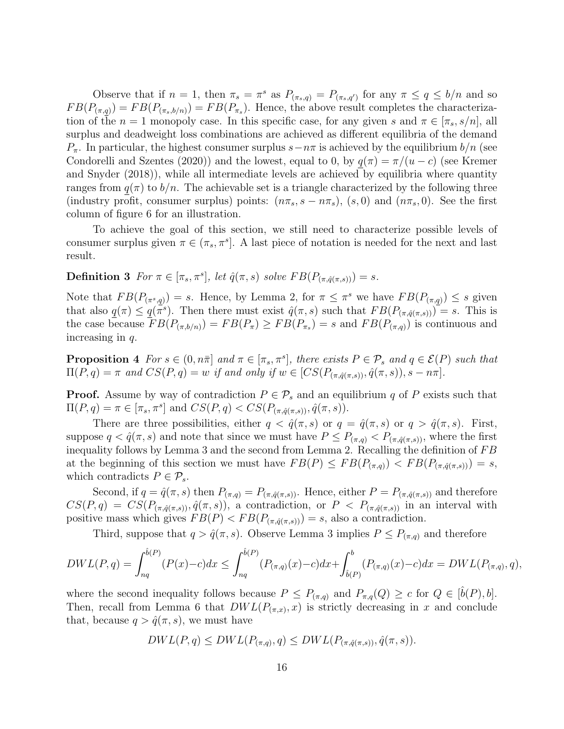Observe that if $n = 1$, then $\pi_s = \pi^s$ as $P_{(\pi_s,q)} = P_{(\pi_s,q')}$ for any $\pi \leq q \leq b/n$ and so $FB(P_{(\pi,\underline{q})}) = FB(P_{(\pi_s,b/n)}) = FB(P_{\pi_s})$. Hence, the above result completes the characterization of the $n = 1$ monopoly case. In this specific case, for any given $s$ and $\pi \in [\pi_s, s/n]$, all surplus and deadweight loss combinations are achieved as different equilibria of the demand $P_\pi$. In particular, the highest consumer surplus $s - n\pi$ is achieved by the equilibrium $b/n$ (see Condorelli and Szentes (2020)) and the lowest, equal to 0, by $\underline{q}(\pi) = \pi/(u-c)$ (see Kremer and Snyder (2018)), while all intermediate levels are achieved by equilibria where quantity ranges from $\underline{q}(\pi)$ to $b/n$. The achievable set is a triangle characterized by the following three (industry profit, consumer surplus) points: $(n\pi_s, s - n\pi_s)$, $(s, 0)$ and $(n\pi_s, 0)$. See the first column of figure 6 for an illustration.

To achieve the goal of this section, we still need to characterize possible levels of consumer surplus given $\pi \in (\pi_s, \pi^s]$. A last piece of notation is needed for the next and last result.

**Definition 3** *For $\pi \in [\pi_s, \pi^s]$, let $\hat{q}(\pi, s)$ solve $FB(P_{(\pi,\hat{q}(\pi,s))}) = s$.*

Note that $FB(P_{(\pi^s,\underline{q})}) = s$. Hence, by Lemma 2, for $\pi \leq \pi^s$ we have $FB(P_{(\pi,\underline{q})}) \leq s$ given that also $\underline{q}(\pi) \leq \underline{q}(\pi^s)$. Then there must exist $\hat{q}(\pi, s)$ such that $FB(P_{(\pi,\hat{q}(\pi,s))}) = s$. This is the case because $FB(P_{(\pi,b/n)}) = FB(P_\pi) \geq FB(P_{\pi_s}) = s$ and $FB(P_{(\pi,q)})$ is continuous and increasing in $q$.

**Proposition 4** *For $s \in (0, n\bar{\pi}]$ and $\pi \in [\pi_s, \pi^s]$, there exists $P \in \mathcal{P}_s$ and $q \in \mathcal{E}(P)$ such that $\Pi(P, q) = \pi$ and $CS(P, q) = w$ if and only if $w \in [CS(P_{(\pi,\hat{q}(\pi,s))}, \hat{q}(\pi, s)), s - n\pi]$.*

**Proof.** Assume by way of contradiction $P \in \mathcal{P}_s$ and an equilibrium $q$ of $P$ exists such that $\Pi(P, q) = \pi \in [\pi_s, \pi^s]$ and $CS(P, q) < CS(P_{(\pi,\hat{q}(\pi,s))}, \hat{q}(\pi, s))$.

There are three possibilities, either $q < \hat{q}(\pi, s)$ or $q = \hat{q}(\pi, s)$ or $q > \hat{q}(\pi, s)$. First, suppose $q < \hat{q}(\pi, s)$ and note that since we must have $P \leq P_{(\pi,q)} < P_{(\pi,\hat{q}(\pi,s))}$, where the first inequality follows by Lemma 3 and the second from Lemma 2. Recalling the definition of $FB$ at the beginning of this section we must have $FB(P) \leq FB(P_{(\pi,q)}) < FB(P_{(\pi,\hat{q}(\pi,s))}) = s$, which contradicts $P \in \mathcal{P}_s$.

Second, if $q = \hat{q}(\pi, s)$ then $P_{(\pi,q)} = P_{(\pi,\hat{q}(\pi,s))}$. Hence, either $P = P_{(\pi,\hat{q}(\pi,s))}$ and therefore $CS(P, q) = CS(P_{(\pi,\hat{q}(\pi,s))}, \hat{q}(\pi, s))$, a contradiction, or $P < P_{(\pi,\hat{q}(\pi,s))}$ in an interval with positive mass which gives $FB(P) < FB(P_{(\pi,\hat{q}(\pi,s))}) = s$, also a contradiction.

Third, suppose that $q > \hat{q}(\pi, s)$. Observe Lemma 3 implies $P \leq P_{(\pi,q)}$ and therefore

$$DWL(P, q) = \int_{nq}^{\hat{b}(P)} (P(x) - c)dx \leq \int_{nq}^{\hat{b}(P)} (P_{(\pi,q)}(x) - c)dx + \int_{\hat{b}(P)}^{b} (P_{(\pi,q)}(x) - c)dx = DWL(P_{(\pi,q)}, q),$$

where the second inequality follows because $P \leq P_{(\pi,q)}$ and $P_{\pi,q}(Q) \geq c$ for $Q \in [\hat{b}(P), b]$. Then, recall from Lemma 6 that $DWL(P_{(\pi,x)}, x)$ is strictly decreasing in $x$ and conclude that, because $q > \hat{q}(\pi, s)$, we must have

$$DWL(P, q) \leq DWL(P_{(\pi,q)}, q) \leq DWL(P_{(\pi,\hat{q}(\pi,s))}, \hat{q}(\pi, s)).$$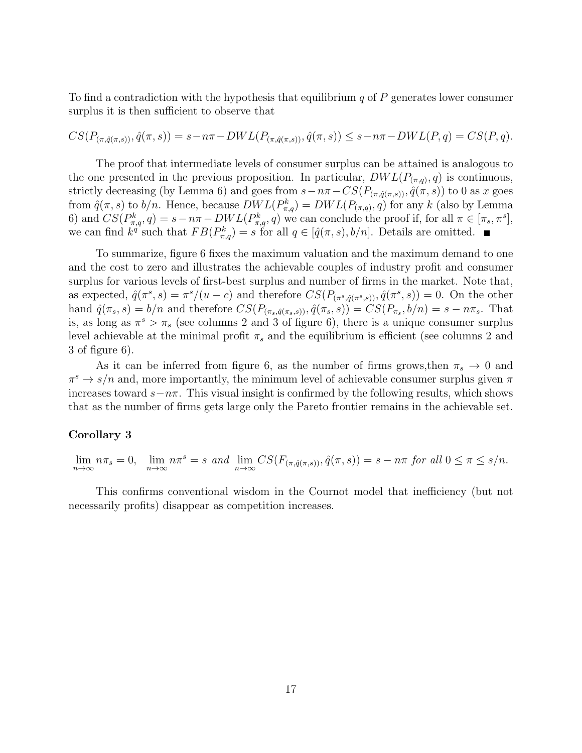To find a contradiction with the hypothesis that equilibrium $q$ of $P$ generates lower consumer surplus it is then sufficient to observe that

$$CS(P_{(\pi,\hat{q}(\pi,s))},\hat{q}(\pi,s)) = s - n\pi - DWL(P_{(\pi,\hat{q}(\pi,s))},\hat{q}(\pi,s)) \leq s - n\pi - DWL(P,q) = CS(P,q).$$

The proof that intermediate levels of consumer surplus can be attained is analogous to the one presented in the previous proposition. In particular, $DWL(P_{(\pi,q)},q)$ is continuous, strictly decreasing (by Lemma 6) and goes from $s - n\pi - CS(P_{(\pi,\hat{q}(\pi,s))},\hat{q}(\pi,s))$ to 0 as $x$ goes from $\hat{q}(\pi,s)$ to $b/n$. Hence, because $DWL(P^k_{\pi,q}) = DWL(P_{(\pi,q)},q)$ for any $k$ (also by Lemma 6) and $CS(P^k_{\pi,q},q) = s - n\pi - DWL(P^k_{\pi,q},q)$ we can conclude the proof if, for all $\pi \in [\pi_s,\pi^s]$, we can find $k^q$ such that $FB(P^k_{\pi,q}) = s$ for all $q \in [\hat{q}(\pi,s),b/n]$. Details are omitted. ■

To summarize, figure 6 fixes the maximum valuation and the maximum demand to one and the cost to zero and illustrates the achievable couples of industry profit and consumer surplus for various levels of first-best surplus and number of firms in the market. Note that, as expected, $\hat{q}(\pi^s,s) = \pi^s/(u-c)$ and therefore $CS(P_{(\pi^s,\hat{q}(\pi^s,s))},\hat{q}(\pi^s,s)) = 0$. On the other hand $\hat{q}(\pi_s,s) = b/n$ and therefore $CS(P_{(\pi_s,\hat{q}(\pi_s,s))},\hat{q}(\pi_s,s)) = CS(P_{\pi_s},b/n) = s - n\pi_s$. That is, as long as $\pi^s > \pi_s$ (see columns 2 and 3 of figure 6), there is a unique consumer surplus level achievable at the minimal profit $\pi_s$ and the equilibrium is efficient (see columns 2 and 3 of figure 6).

As it can be inferred from figure 6, as the number of firms grows,then $\pi_s \to 0$ and $\pi^s \to s/n$ and, more importantly, the minimum level of achievable consumer surplus given $\pi$ increases toward $s - n\pi$. This visual insight is confirmed by the following results, which shows that as the number of firms gets large only the Pareto frontier remains in the achievable set.

**Corollary 3**

$$\lim_{n\to\infty} n\pi_s = 0, \quad \lim_{n\to\infty} n\pi^s = s \text{ and } \lim_{n\to\infty} CS(F_{(\pi,\hat{q}(\pi,s))},\hat{q}(\pi,s)) = s - n\pi \text{ for all } 0 \leq \pi \leq s/n.$$

This confirms conventional wisdom in the Cournot model that inefficiency (but not necessarily profits) disappear as competition increases.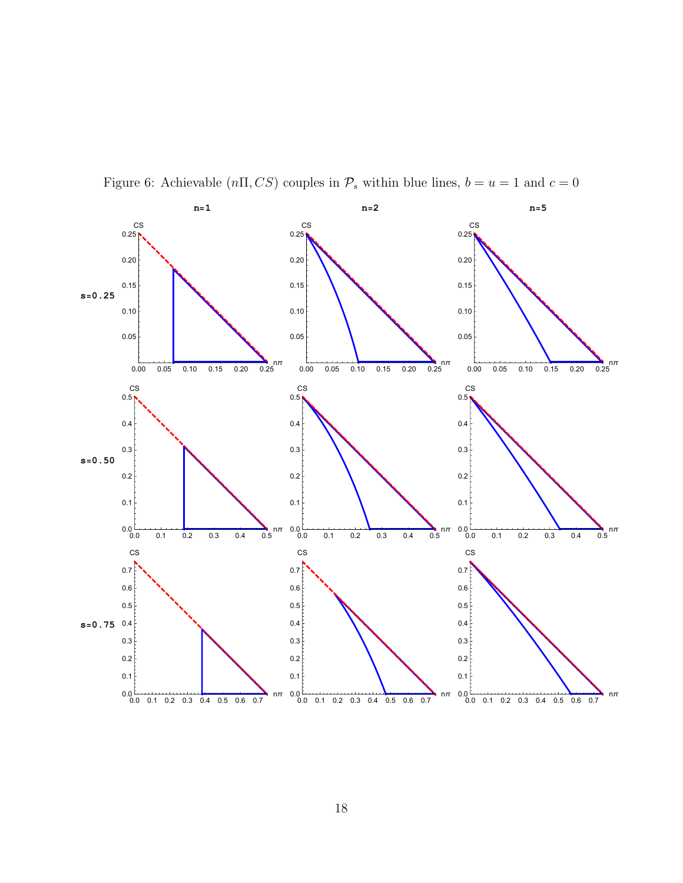Figure 6: Achievable $(n\Pi, CS)$ couples in $\mathcal{P}_s$ within blue lines, $b = u = 1$ and $c = 0$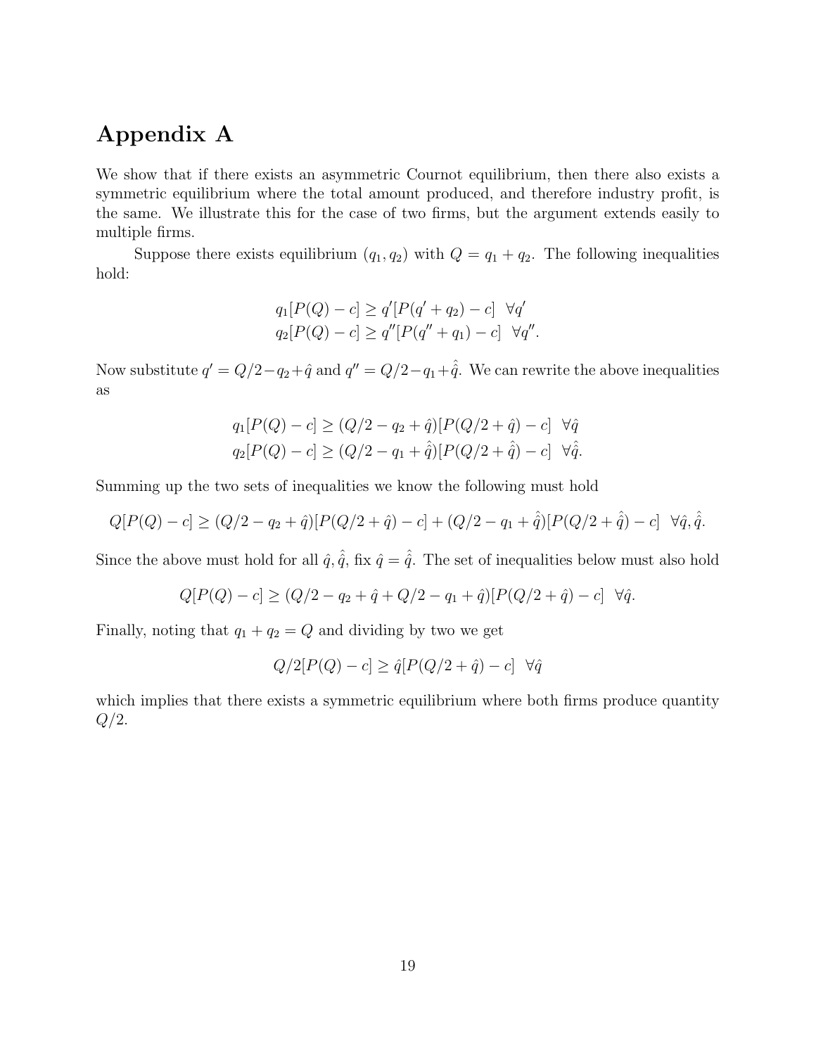# Appendix A

We show that if there exists an asymmetric Cournot equilibrium, then there also exists a symmetric equilibrium where the total amount produced, and therefore industry profit, is the same. We illustrate this for the case of two firms, but the argument extends easily to multiple firms.

Suppose there exists equilibrium $(q_1, q_2)$ with $Q = q_1 + q_2$. The following inequalities hold:

$$
\begin{aligned}
q_1[P(Q) - c] &\geq q'[P(q' + q_2) - c] \ \ \forall q' \\
q_2[P(Q) - c] &\geq q''[P(q'' + q_1) - c] \ \ \forall q''.
\end{aligned}
$$

Now substitute $q' = Q/2 - q_2 + \hat{q}$ and $q'' = Q/2 - q_1 + \hat{\hat{q}}$. We can rewrite the above inequalities as

$$
\begin{aligned}
q_1[P(Q) - c] &\geq (Q/2 - q_2 + \hat{q})[P(Q/2 + \hat{q}) - c] \ \ \forall \hat{q} \\
q_2[P(Q) - c] &\geq (Q/2 - q_1 + \hat{\hat{q}})[P(Q/2 + \hat{\hat{q}}) - c] \ \ \forall \hat{\hat{q}}.
\end{aligned}
$$

Summing up the two sets of inequalities we know the following must hold

$$
Q[P(Q) - c] \geq (Q/2 - q_2 + \hat{q})[P(Q/2 + \hat{q}) - c] + (Q/2 - q_1 + \hat{\hat{q}})[P(Q/2 + \hat{\hat{q}}) - c] \ \ \forall \hat{q}, \hat{\hat{q}}.
$$

Since the above must hold for all $\hat{q}, \hat{\hat{q}}$, fix $\hat{q} = \hat{\hat{q}}$. The set of inequalities below must also hold

$$
Q[P(Q) - c] \geq (Q/2 - q_2 + \hat{q} + Q/2 - q_1 + \hat{q})[P(Q/2 + \hat{q}) - c] \ \ \forall \hat{q}.
$$

Finally, noting that $q_1 + q_2 = Q$ and dividing by two we get

$$
Q/2[P(Q) - c] \geq \hat{q}[P(Q/2 + \hat{q}) - c] \ \ \forall \hat{q}
$$

which implies that there exists a symmetric equilibrium where both firms produce quantity $Q/2$.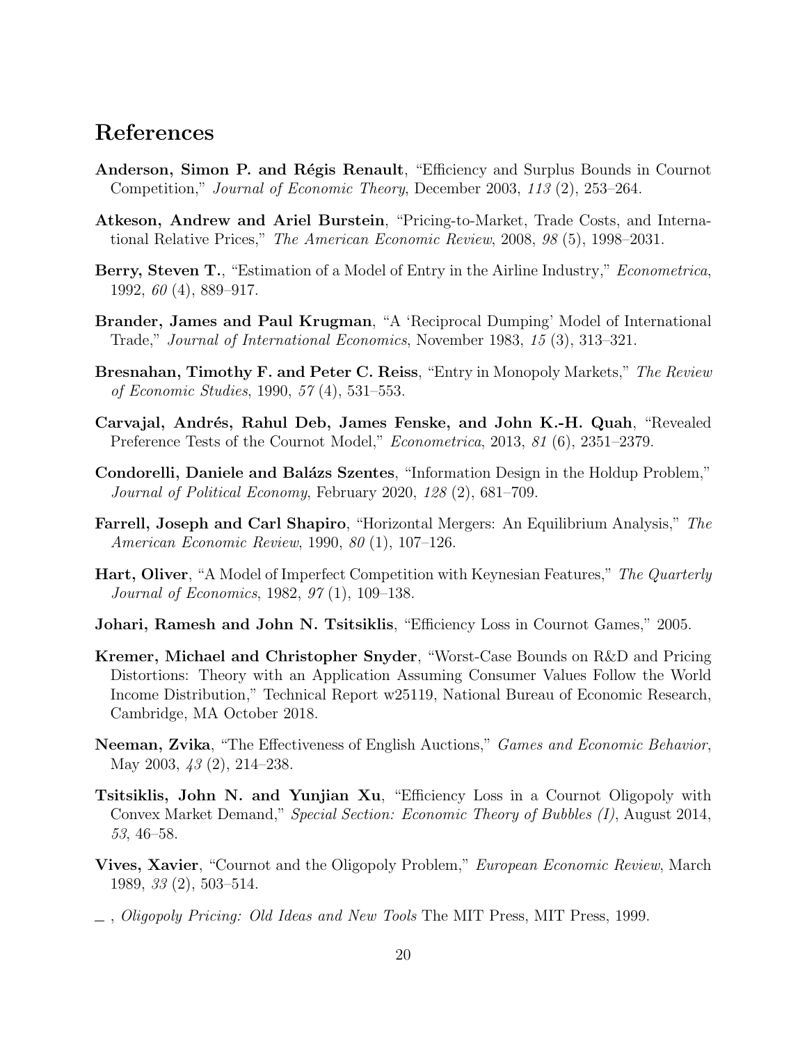## References

**Anderson, Simon P. and Régis Renault**, "Efficiency and Surplus Bounds in Cournot Competition," *Journal of Economic Theory*, December 2003, *113* (2), 253–264.

**Atkeson, Andrew and Ariel Burstein**, "Pricing-to-Market, Trade Costs, and International Relative Prices," *The American Economic Review*, 2008, *98* (5), 1998–2031.

**Berry, Steven T.**, "Estimation of a Model of Entry in the Airline Industry," *Econometrica*, 1992, *60* (4), 889–917.

**Brander, James and Paul Krugman**, "A 'Reciprocal Dumping' Model of International Trade," *Journal of International Economics*, November 1983, *15* (3), 313–321.

**Bresnahan, Timothy F. and Peter C. Reiss**, "Entry in Monopoly Markets," *The Review of Economic Studies*, 1990, *57* (4), 531–553.

**Carvajal, Andrés, Rahul Deb, James Fenske, and John K.-H. Quah**, "Revealed Preference Tests of the Cournot Model," *Econometrica*, 2013, *81* (6), 2351–2379.

**Condorelli, Daniele and Balázs Szentes**, "Information Design in the Holdup Problem," *Journal of Political Economy*, February 2020, *128* (2), 681–709.

**Farrell, Joseph and Carl Shapiro**, "Horizontal Mergers: An Equilibrium Analysis," *The American Economic Review*, 1990, *80* (1), 107–126.

**Hart, Oliver**, "A Model of Imperfect Competition with Keynesian Features," *The Quarterly Journal of Economics*, 1982, *97* (1), 109–138.

**Johari, Ramesh and John N. Tsitsiklis**, "Efficiency Loss in Cournot Games," 2005.

**Kremer, Michael and Christopher Snyder**, "Worst-Case Bounds on R&D and Pricing Distortions: Theory with an Application Assuming Consumer Values Follow the World Income Distribution," Technical Report w25119, National Bureau of Economic Research, Cambridge, MA October 2018.

**Neeman, Zvika**, "The Effectiveness of English Auctions," *Games and Economic Behavior*, May 2003, *43* (2), 214–238.

**Tsitsiklis, John N. and Yunjian Xu**, "Efficiency Loss in a Cournot Oligopoly with Convex Market Demand," *Special Section: Economic Theory of Bubbles (I)*, August 2014, *53*, 46–58.

**Vives, Xavier**, "Cournot and the Oligopoly Problem," *European Economic Review*, March 1989, *33* (2), 503–514.

— , *Oligopoly Pricing: Old Ideas and New Tools* The MIT Press, MIT Press, 1999.